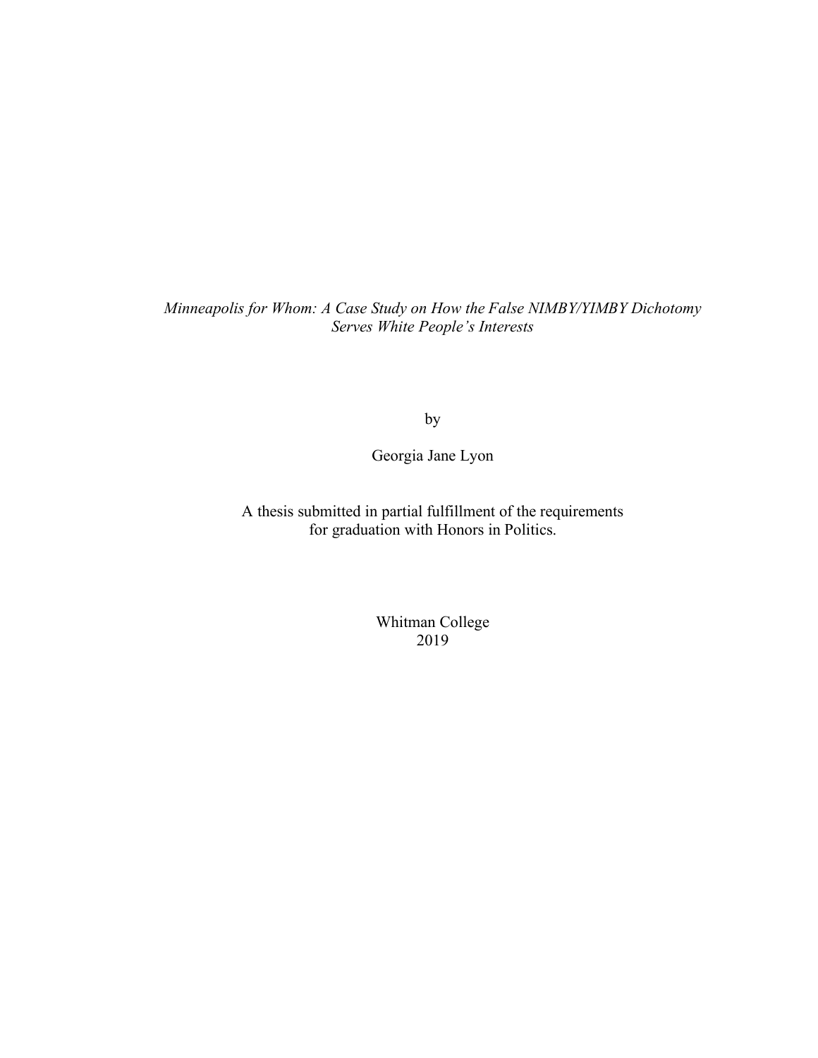*Minneapolis for Whom: A Case Study on How the False NIMBY/YIMBY Dichotomy Serves White People's Interests*

by

Georgia Jane Lyon

A thesis submitted in partial fulfillment of the requirements for graduation with Honors in Politics.

Whitman College
2019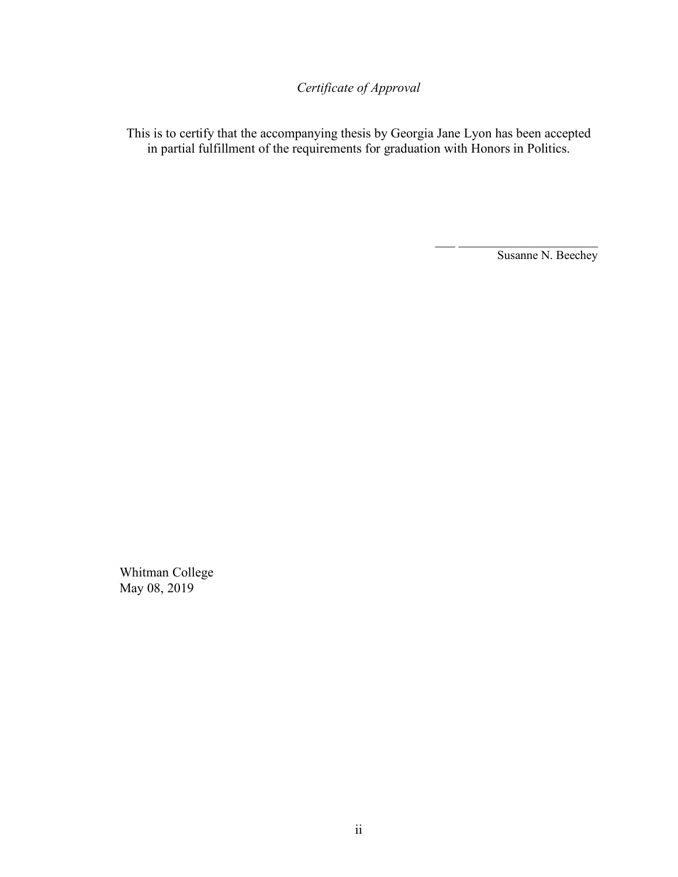*Certificate of Approval*

This is to certify that the accompanying thesis by Georgia Jane Lyon has been accepted in partial fulfillment of the requirements for graduation with Honors in Politics.

Susanne N. Beechey

Whitman College
May 08, 2019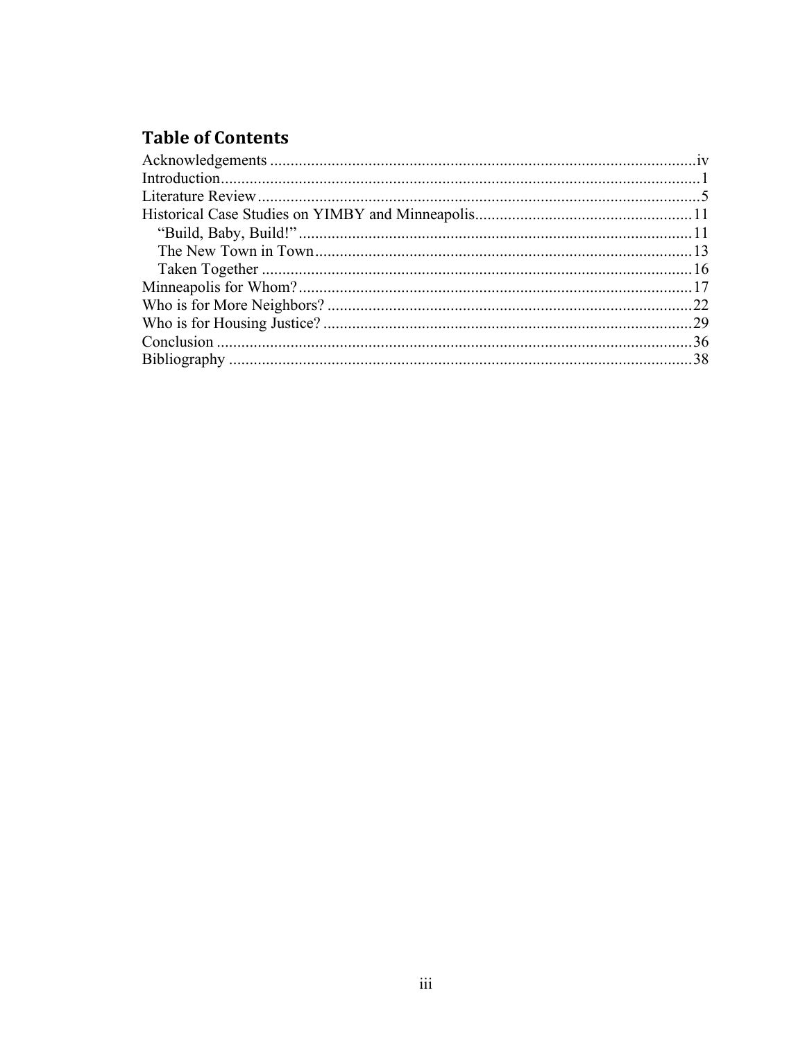## Table of Contents

- Acknowledgements ........ iv
- Introduction ........ 1
- Literature Review ........ 5
- Historical Case Studies on YIMBY and Minneapolis ........ 11
  - "Build, Baby, Build!" ........ 11
  - The New Town in Town ........ 13
  - Taken Together ........ 16
- Minneapolis for Whom? ........ 17
- Who is for More Neighbors? ........ 22
- Who is for Housing Justice? ........ 29
- Conclusion ........ 36
- Bibliography ........ 38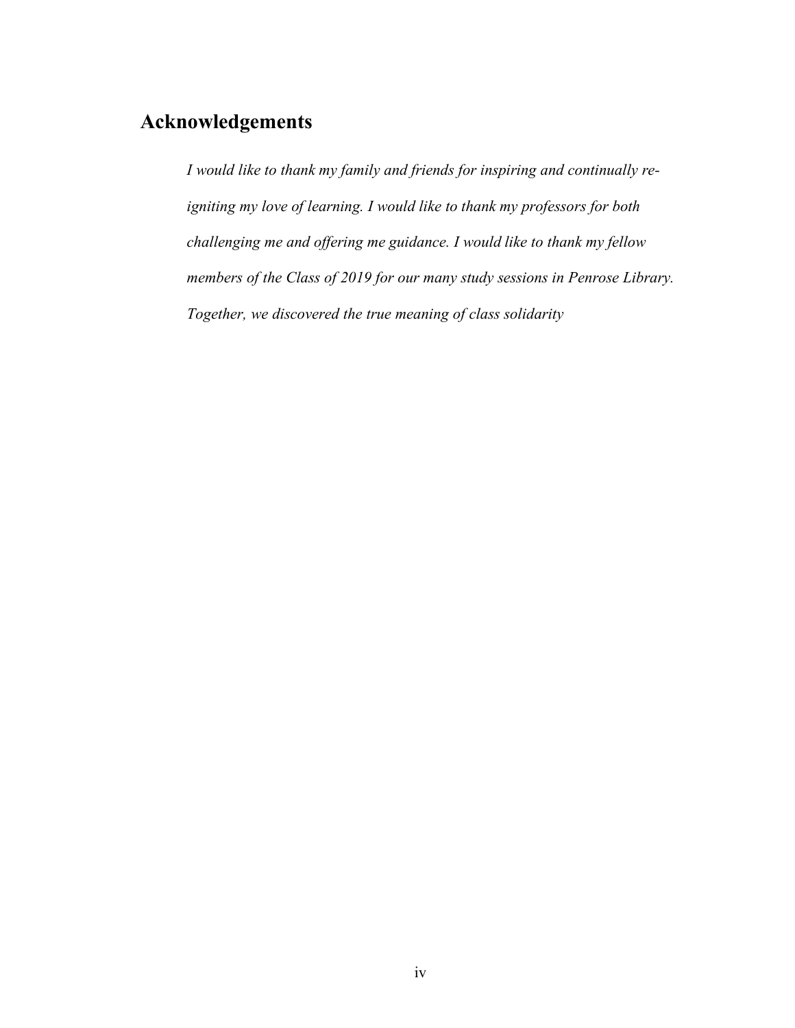## Acknowledgements

*I would like to thank my family and friends for inspiring and continually re-igniting my love of learning. I would like to thank my professors for both challenging me and offering me guidance. I would like to thank my fellow members of the Class of 2019 for our many study sessions in Penrose Library. Together, we discovered the true meaning of class solidarity*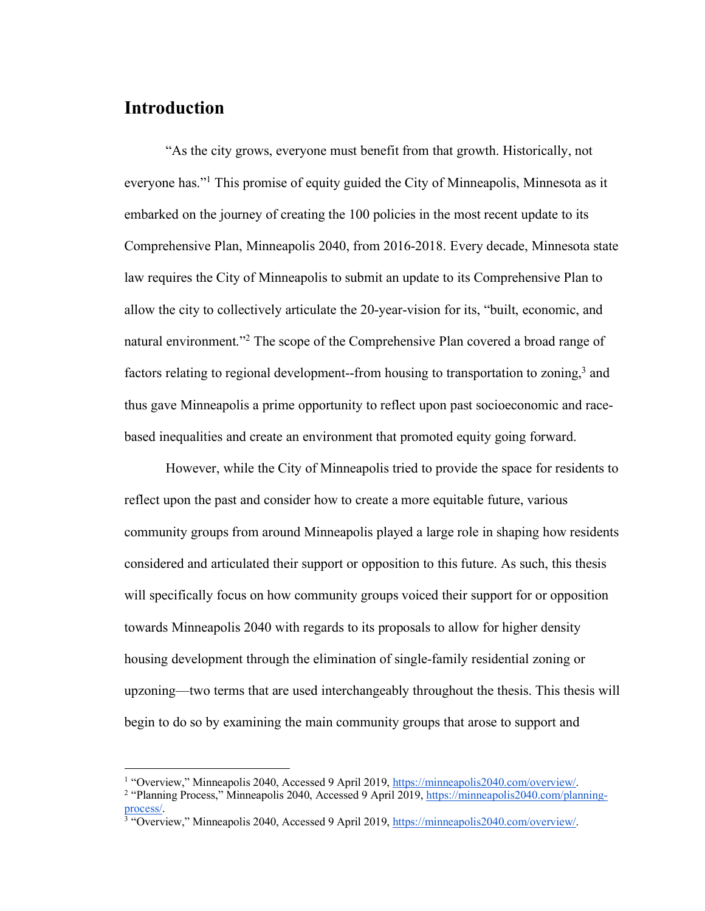## Introduction

"As the city grows, everyone must benefit from that growth. Historically, not everyone has."[1] This promise of equity guided the City of Minneapolis, Minnesota as it embarked on the journey of creating the 100 policies in the most recent update to its Comprehensive Plan, Minneapolis 2040, from 2016-2018. Every decade, Minnesota state law requires the City of Minneapolis to submit an update to its Comprehensive Plan to allow the city to collectively articulate the 20-year-vision for its, "built, economic, and natural environment."[2] The scope of the Comprehensive Plan covered a broad range of factors relating to regional development--from housing to transportation to zoning,[3] and thus gave Minneapolis a prime opportunity to reflect upon past socioeconomic and race-based inequalities and create an environment that promoted equity going forward.

However, while the City of Minneapolis tried to provide the space for residents to reflect upon the past and consider how to create a more equitable future, various community groups from around Minneapolis played a large role in shaping how residents considered and articulated their support or opposition to this future. As such, this thesis will specifically focus on how community groups voiced their support for or opposition towards Minneapolis 2040 with regards to its proposals to allow for higher density housing development through the elimination of single-family residential zoning or upzoning—two terms that are used interchangeably throughout the thesis. This thesis will begin to do so by examining the main community groups that arose to support and

---

[1] "Overview," Minneapolis 2040, Accessed 9 April 2019, https://minneapolis2040.com/overview/.

[2] "Planning Process," Minneapolis 2040, Accessed 9 April 2019, https://minneapolis2040.com/planning-process/.

[3] "Overview," Minneapolis 2040, Accessed 9 April 2019, https://minneapolis2040.com/overview/.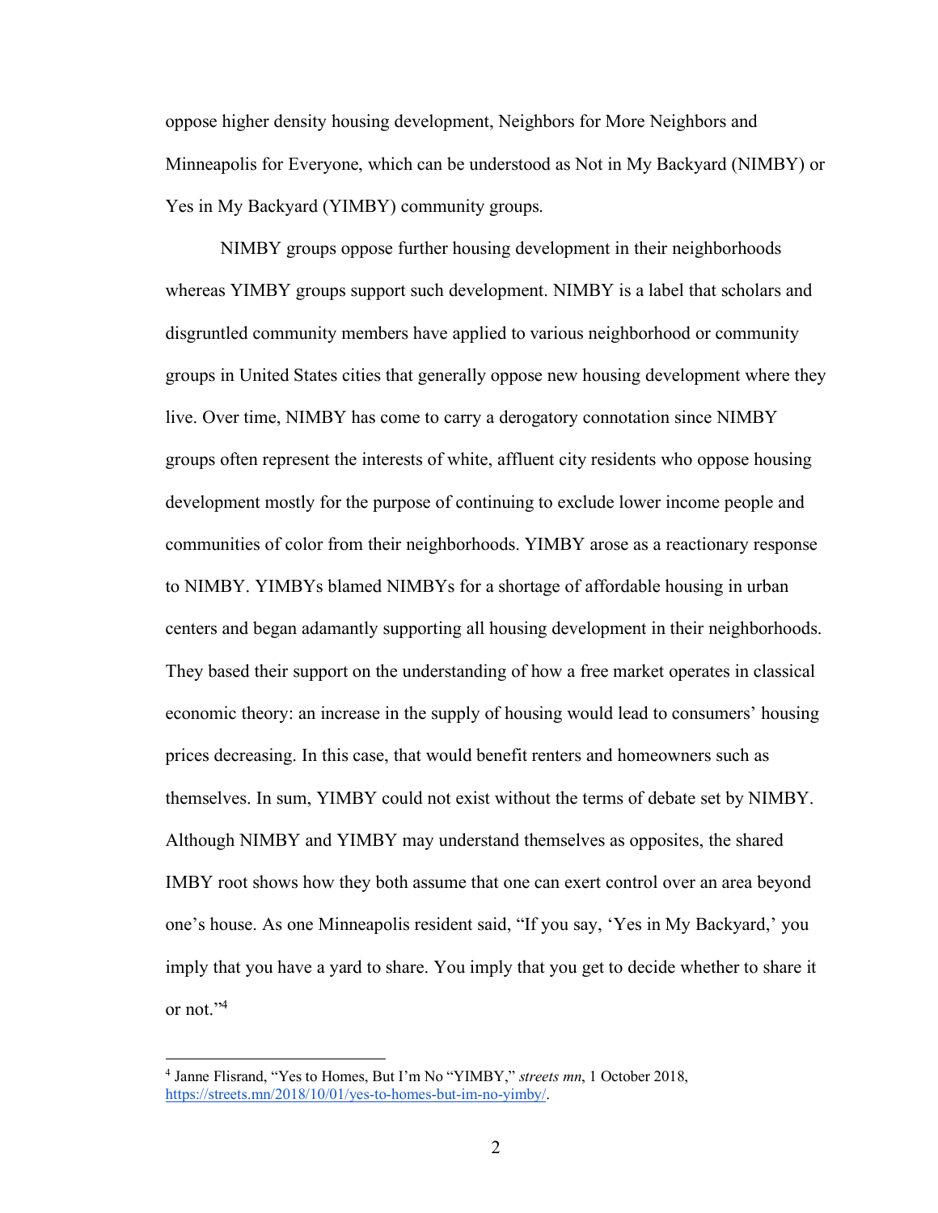oppose higher density housing development, Neighbors for More Neighbors and Minneapolis for Everyone, which can be understood as Not in My Backyard (NIMBY) or Yes in My Backyard (YIMBY) community groups.

NIMBY groups oppose further housing development in their neighborhoods whereas YIMBY groups support such development. NIMBY is a label that scholars and disgruntled community members have applied to various neighborhood or community groups in United States cities that generally oppose new housing development where they live. Over time, NIMBY has come to carry a derogatory connotation since NIMBY groups often represent the interests of white, affluent city residents who oppose housing development mostly for the purpose of continuing to exclude lower income people and communities of color from their neighborhoods. YIMBY arose as a reactionary response to NIMBY. YIMBYs blamed NIMBYs for a shortage of affordable housing in urban centers and began adamantly supporting all housing development in their neighborhoods. They based their support on the understanding of how a free market operates in classical economic theory: an increase in the supply of housing would lead to consumers' housing prices decreasing. In this case, that would benefit renters and homeowners such as themselves. In sum, YIMBY could not exist without the terms of debate set by NIMBY. Although NIMBY and YIMBY may understand themselves as opposites, the shared IMBY root shows how they both assume that one can exert control over an area beyond one's house. As one Minneapolis resident said, "If you say, 'Yes in My Backyard,' you imply that you have a yard to share. You imply that you get to decide whether to share it or not."[4]

[4] Janne Flisrand, "Yes to Homes, But I'm No "YIMBY," *streets mn*, 1 October 2018, https://streets.mn/2018/10/01/yes-to-homes-but-im-no-yimby/.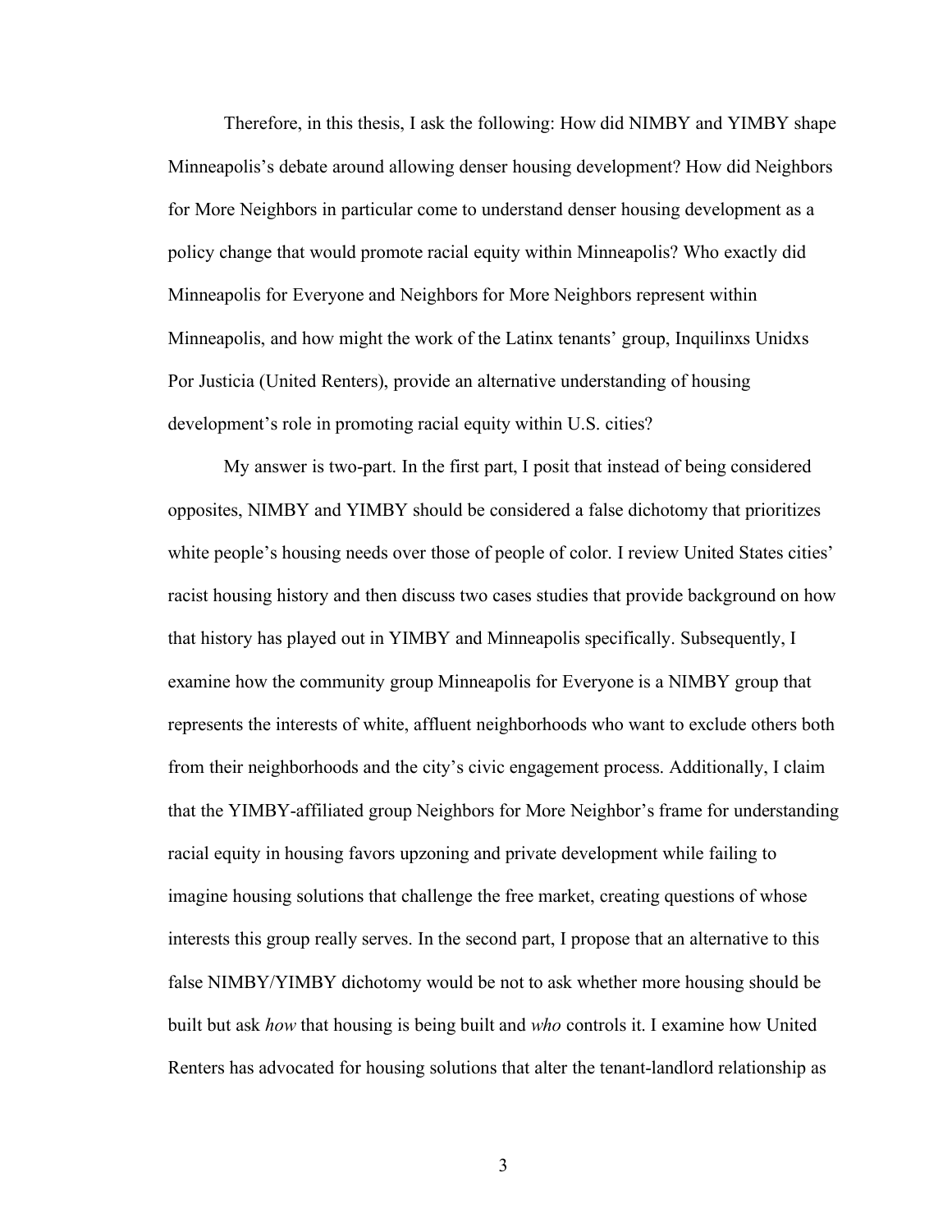Therefore, in this thesis, I ask the following: How did NIMBY and YIMBY shape Minneapolis's debate around allowing denser housing development? How did Neighbors for More Neighbors in particular come to understand denser housing development as a policy change that would promote racial equity within Minneapolis? Who exactly did Minneapolis for Everyone and Neighbors for More Neighbors represent within Minneapolis, and how might the work of the Latinx tenants' group, Inquilinxs Unidxs Por Justicia (United Renters), provide an alternative understanding of housing development's role in promoting racial equity within U.S. cities?

My answer is two-part. In the first part, I posit that instead of being considered opposites, NIMBY and YIMBY should be considered a false dichotomy that prioritizes white people's housing needs over those of people of color. I review United States cities' racist housing history and then discuss two cases studies that provide background on how that history has played out in YIMBY and Minneapolis specifically. Subsequently, I examine how the community group Minneapolis for Everyone is a NIMBY group that represents the interests of white, affluent neighborhoods who want to exclude others both from their neighborhoods and the city's civic engagement process. Additionally, I claim that the YIMBY-affiliated group Neighbors for More Neighbor's frame for understanding racial equity in housing favors upzoning and private development while failing to imagine housing solutions that challenge the free market, creating questions of whose interests this group really serves. In the second part, I propose that an alternative to this false NIMBY/YIMBY dichotomy would be not to ask whether more housing should be built but ask *how* that housing is being built and *who* controls it. I examine how United Renters has advocated for housing solutions that alter the tenant-landlord relationship as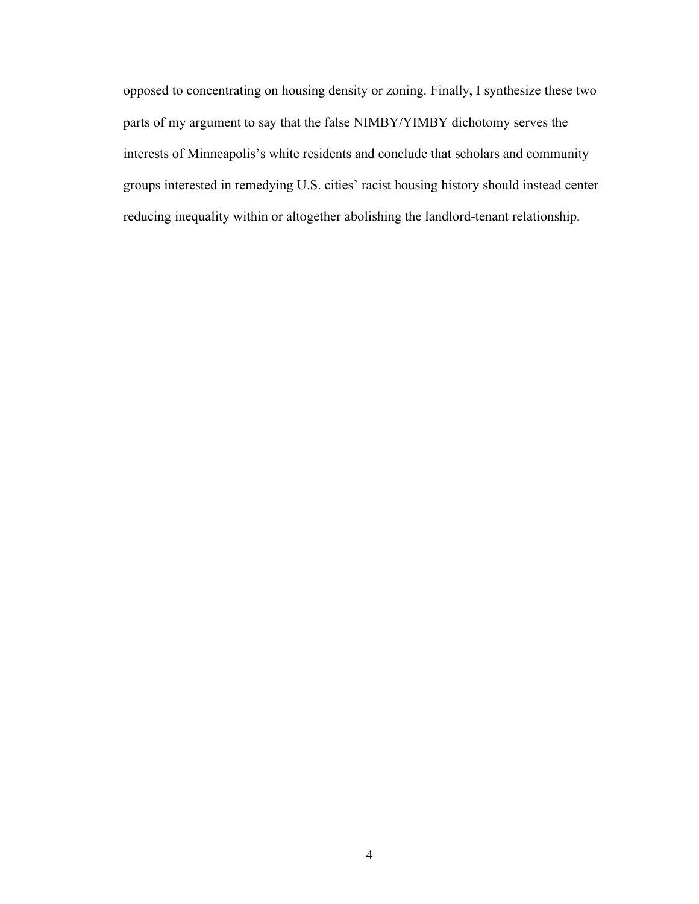opposed to concentrating on housing density or zoning. Finally, I synthesize these two parts of my argument to say that the false NIMBY/YIMBY dichotomy serves the interests of Minneapolis's white residents and conclude that scholars and community groups interested in remedying U.S. cities' racist housing history should instead center reducing inequality within or altogether abolishing the landlord-tenant relationship.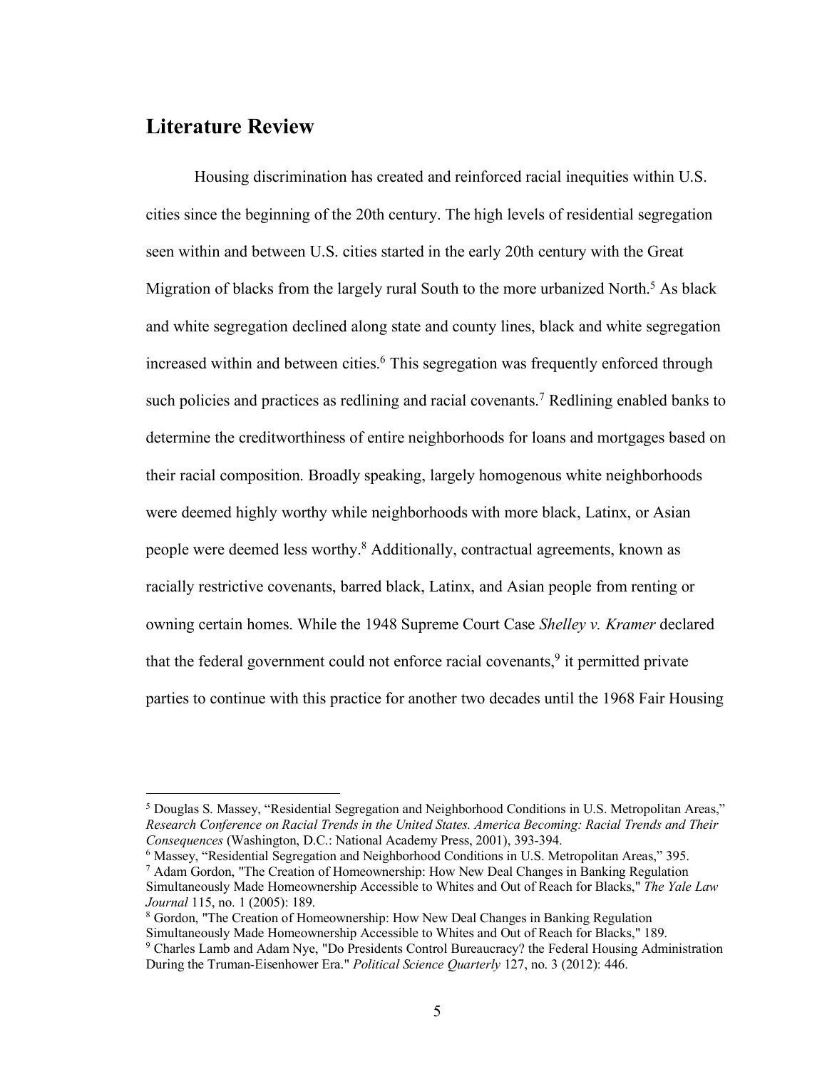## Literature Review

Housing discrimination has created and reinforced racial inequities within U.S. cities since the beginning of the 20th century. The high levels of residential segregation seen within and between U.S. cities started in the early 20th century with the Great Migration of blacks from the largely rural South to the more urbanized North.[5] As black and white segregation declined along state and county lines, black and white segregation increased within and between cities.[6] This segregation was frequently enforced through such policies and practices as redlining and racial covenants.[7] Redlining enabled banks to determine the creditworthiness of entire neighborhoods for loans and mortgages based on their racial composition. Broadly speaking, largely homogenous white neighborhoods were deemed highly worthy while neighborhoods with more black, Latinx, or Asian people were deemed less worthy.[8] Additionally, contractual agreements, known as racially restrictive covenants, barred black, Latinx, and Asian people from renting or owning certain homes. While the 1948 Supreme Court Case *Shelley v. Kramer* declared that the federal government could not enforce racial covenants,[9] it permitted private parties to continue with this practice for another two decades until the 1968 Fair Housing

---

[5] Douglas S. Massey, "Residential Segregation and Neighborhood Conditions in U.S. Metropolitan Areas," *Research Conference on Racial Trends in the United States. America Becoming: Racial Trends and Their Consequences* (Washington, D.C.: National Academy Press, 2001), 393-394.

[6] Massey, "Residential Segregation and Neighborhood Conditions in U.S. Metropolitan Areas," 395.

[7] Adam Gordon, "The Creation of Homeownership: How New Deal Changes in Banking Regulation Simultaneously Made Homeownership Accessible to Whites and Out of Reach for Blacks," *The Yale Law Journal* 115, no. 1 (2005): 189.

[8] Gordon, "The Creation of Homeownership: How New Deal Changes in Banking Regulation Simultaneously Made Homeownership Accessible to Whites and Out of Reach for Blacks," 189.

[9] Charles Lamb and Adam Nye, "Do Presidents Control Bureaucracy? the Federal Housing Administration During the Truman-Eisenhower Era." *Political Science Quarterly* 127, no. 3 (2012): 446.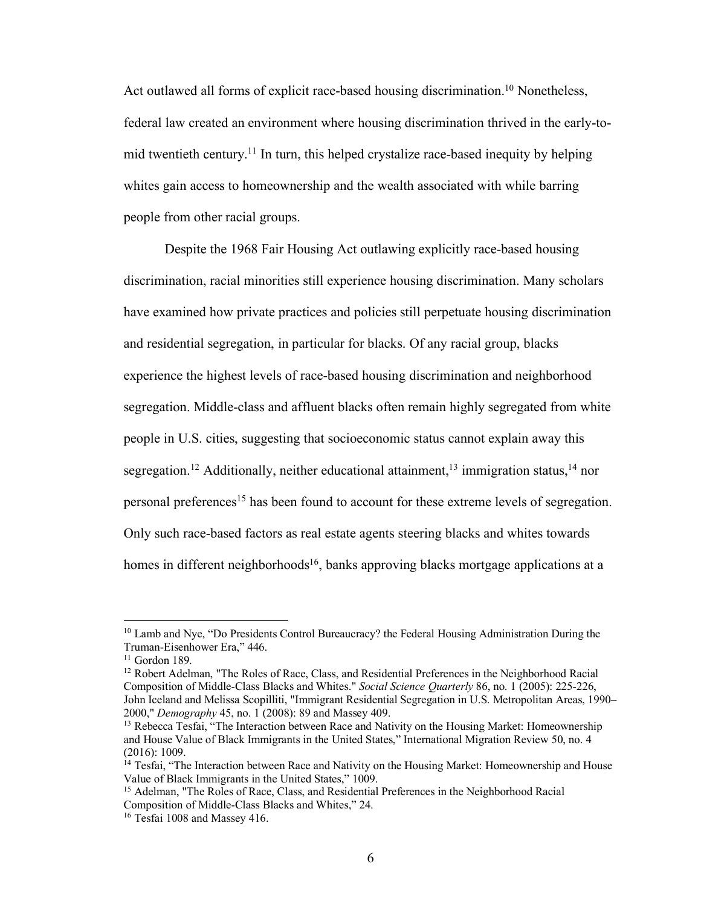Act outlawed all forms of explicit race-based housing discrimination.[10] Nonetheless, federal law created an environment where housing discrimination thrived in the early-to-mid twentieth century.[11] In turn, this helped crystalize race-based inequity by helping whites gain access to homeownership and the wealth associated with while barring people from other racial groups.

Despite the 1968 Fair Housing Act outlawing explicitly race-based housing discrimination, racial minorities still experience housing discrimination. Many scholars have examined how private practices and policies still perpetuate housing discrimination and residential segregation, in particular for blacks. Of any racial group, blacks experience the highest levels of race-based housing discrimination and neighborhood segregation. Middle-class and affluent blacks often remain highly segregated from white people in U.S. cities, suggesting that socioeconomic status cannot explain away this segregation.[12] Additionally, neither educational attainment,[13] immigration status,[14] nor personal preferences[15] has been found to account for these extreme levels of segregation. Only such race-based factors as real estate agents steering blacks and whites towards homes in different neighborhoods[16], banks approving blacks mortgage applications at a

---

[10] Lamb and Nye, "Do Presidents Control Bureaucracy? the Federal Housing Administration During the Truman-Eisenhower Era," 446.

[11] Gordon 189.

[12] Robert Adelman, "The Roles of Race, Class, and Residential Preferences in the Neighborhood Racial Composition of Middle-Class Blacks and Whites." *Social Science Quarterly* 86, no. 1 (2005): 225-226, John Iceland and Melissa Scopilliti, "Immigrant Residential Segregation in U.S. Metropolitan Areas, 1990–2000," *Demography* 45, no. 1 (2008): 89 and Massey 409.

[13] Rebecca Tesfai, "The Interaction between Race and Nativity on the Housing Market: Homeownership and House Value of Black Immigrants in the United States," International Migration Review 50, no. 4 (2016): 1009.

[14] Tesfai, "The Interaction between Race and Nativity on the Housing Market: Homeownership and House Value of Black Immigrants in the United States," 1009.

[15] Adelman, "The Roles of Race, Class, and Residential Preferences in the Neighborhood Racial Composition of Middle-Class Blacks and Whites," 24.

[16] Tesfai 1008 and Massey 416.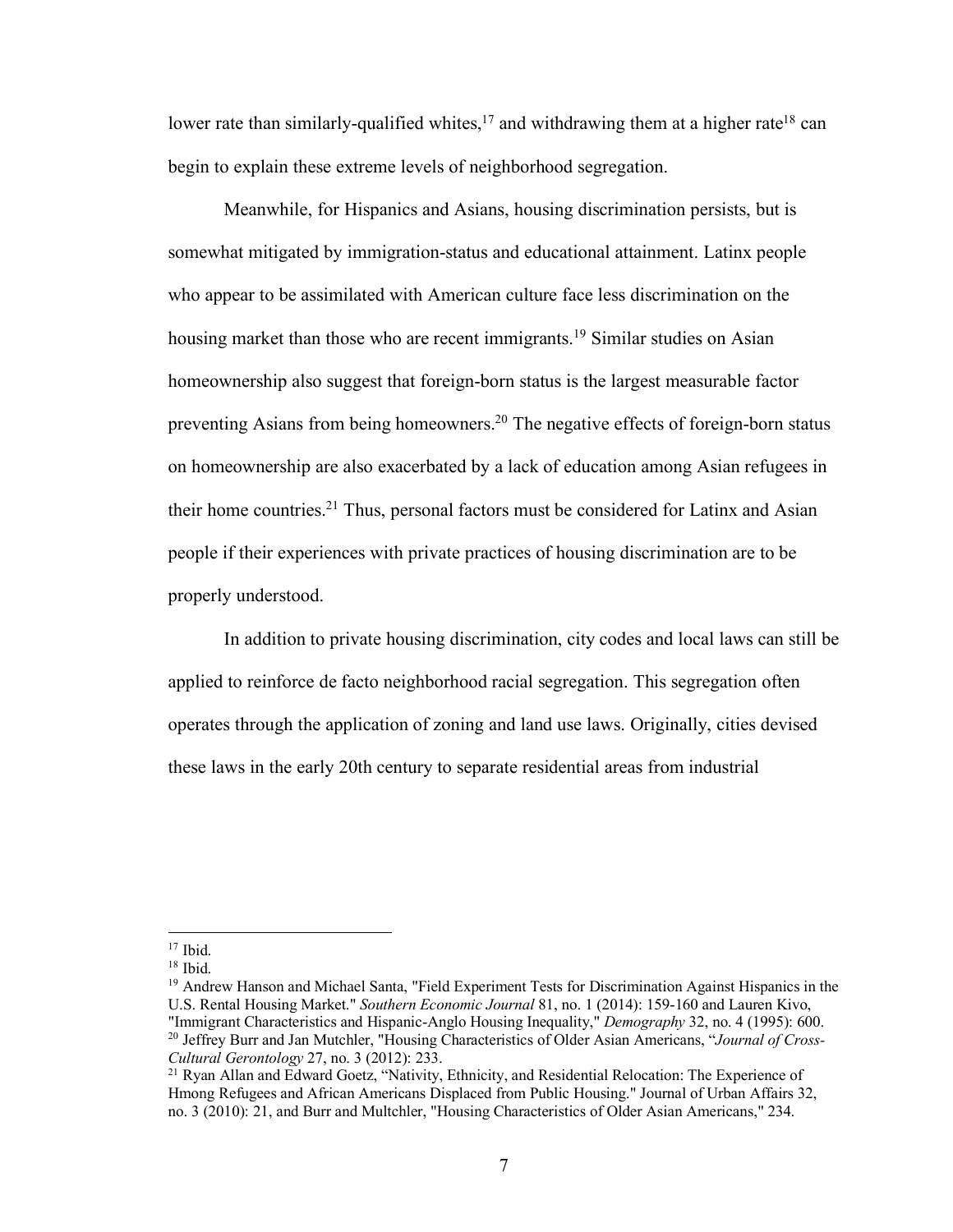lower rate than similarly-qualified whites,[17] and withdrawing them at a higher rate[18] can begin to explain these extreme levels of neighborhood segregation.

Meanwhile, for Hispanics and Asians, housing discrimination persists, but is somewhat mitigated by immigration-status and educational attainment. Latinx people who appear to be assimilated with American culture face less discrimination on the housing market than those who are recent immigrants.[19] Similar studies on Asian homeownership also suggest that foreign-born status is the largest measurable factor preventing Asians from being homeowners.[20] The negative effects of foreign-born status on homeownership are also exacerbated by a lack of education among Asian refugees in their home countries.[21] Thus, personal factors must be considered for Latinx and Asian people if their experiences with private practices of housing discrimination are to be properly understood.

In addition to private housing discrimination, city codes and local laws can still be applied to reinforce de facto neighborhood racial segregation. This segregation often operates through the application of zoning and land use laws. Originally, cities devised these laws in the early 20th century to separate residential areas from industrial

---

[17] Ibid.

[18] Ibid.

[19] Andrew Hanson and Michael Santa, "Field Experiment Tests for Discrimination Against Hispanics in the U.S. Rental Housing Market." *Southern Economic Journal* 81, no. 1 (2014): 159-160 and Lauren Kivo, "Immigrant Characteristics and Hispanic-Anglo Housing Inequality," *Demography* 32, no. 4 (1995): 600.

[20] Jeffrey Burr and Jan Mutchler, "Housing Characteristics of Older Asian Americans, "*Journal of Cross-Cultural Gerontology* 27, no. 3 (2012): 233.

[21] Ryan Allan and Edward Goetz, "Nativity, Ethnicity, and Residential Relocation: The Experience of Hmong Refugees and African Americans Displaced from Public Housing." Journal of Urban Affairs 32, no. 3 (2010): 21, and Burr and Multchler, "Housing Characteristics of Older Asian Americans," 234.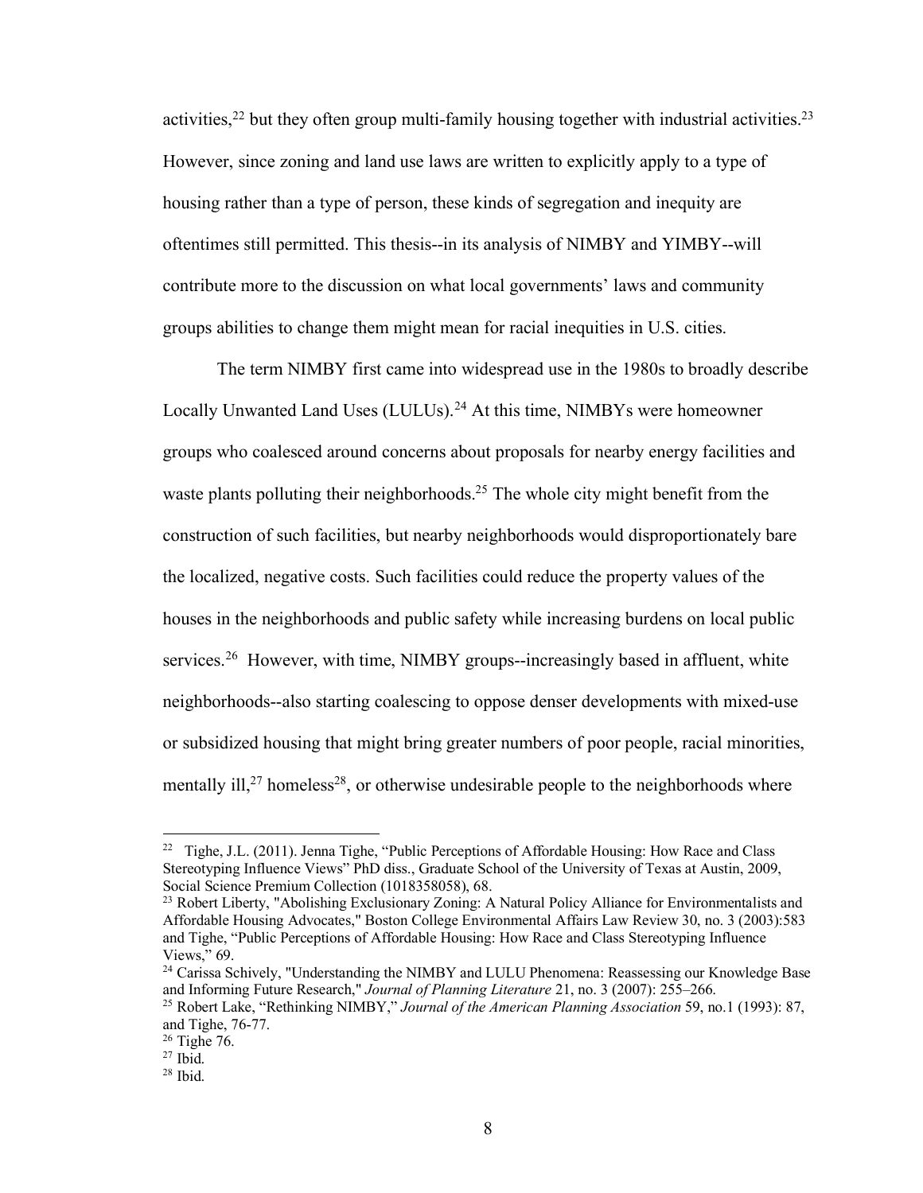activities,[22] but they often group multi-family housing together with industrial activities.[23] However, since zoning and land use laws are written to explicitly apply to a type of housing rather than a type of person, these kinds of segregation and inequity are oftentimes still permitted. This thesis--in its analysis of NIMBY and YIMBY--will contribute more to the discussion on what local governments' laws and community groups abilities to change them might mean for racial inequities in U.S. cities.

The term NIMBY first came into widespread use in the 1980s to broadly describe Locally Unwanted Land Uses (LULUs).[24] At this time, NIMBYs were homeowner groups who coalesced around concerns about proposals for nearby energy facilities and waste plants polluting their neighborhoods.[25] The whole city might benefit from the construction of such facilities, but nearby neighborhoods would disproportionately bare the localized, negative costs. Such facilities could reduce the property values of the houses in the neighborhoods and public safety while increasing burdens on local public services.[26] However, with time, NIMBY groups--increasingly based in affluent, white neighborhoods--also starting coalescing to oppose denser developments with mixed-use or subsidized housing that might bring greater numbers of poor people, racial minorities, mentally ill,[27] homeless[28], or otherwise undesirable people to the neighborhoods where

---

[22] Tighe, J.L. (2011). Jenna Tighe, "Public Perceptions of Affordable Housing: How Race and Class Stereotyping Influence Views" PhD diss., Graduate School of the University of Texas at Austin, 2009, Social Science Premium Collection (1018358058), 68.

[23] Robert Liberty, "Abolishing Exclusionary Zoning: A Natural Policy Alliance for Environmentalists and Affordable Housing Advocates," Boston College Environmental Affairs Law Review 30, no. 3 (2003):583 and Tighe, "Public Perceptions of Affordable Housing: How Race and Class Stereotyping Influence Views," 69.

[24] Carissa Schively, "Understanding the NIMBY and LULU Phenomena: Reassessing our Knowledge Base and Informing Future Research," *Journal of Planning Literature* 21, no. 3 (2007): 255–266.

[25] Robert Lake, "Rethinking NIMBY," *Journal of the American Planning Association* 59, no.1 (1993): 87, and Tighe, 76-77.

[26] Tighe 76.

[27] Ibid.

[28] Ibid.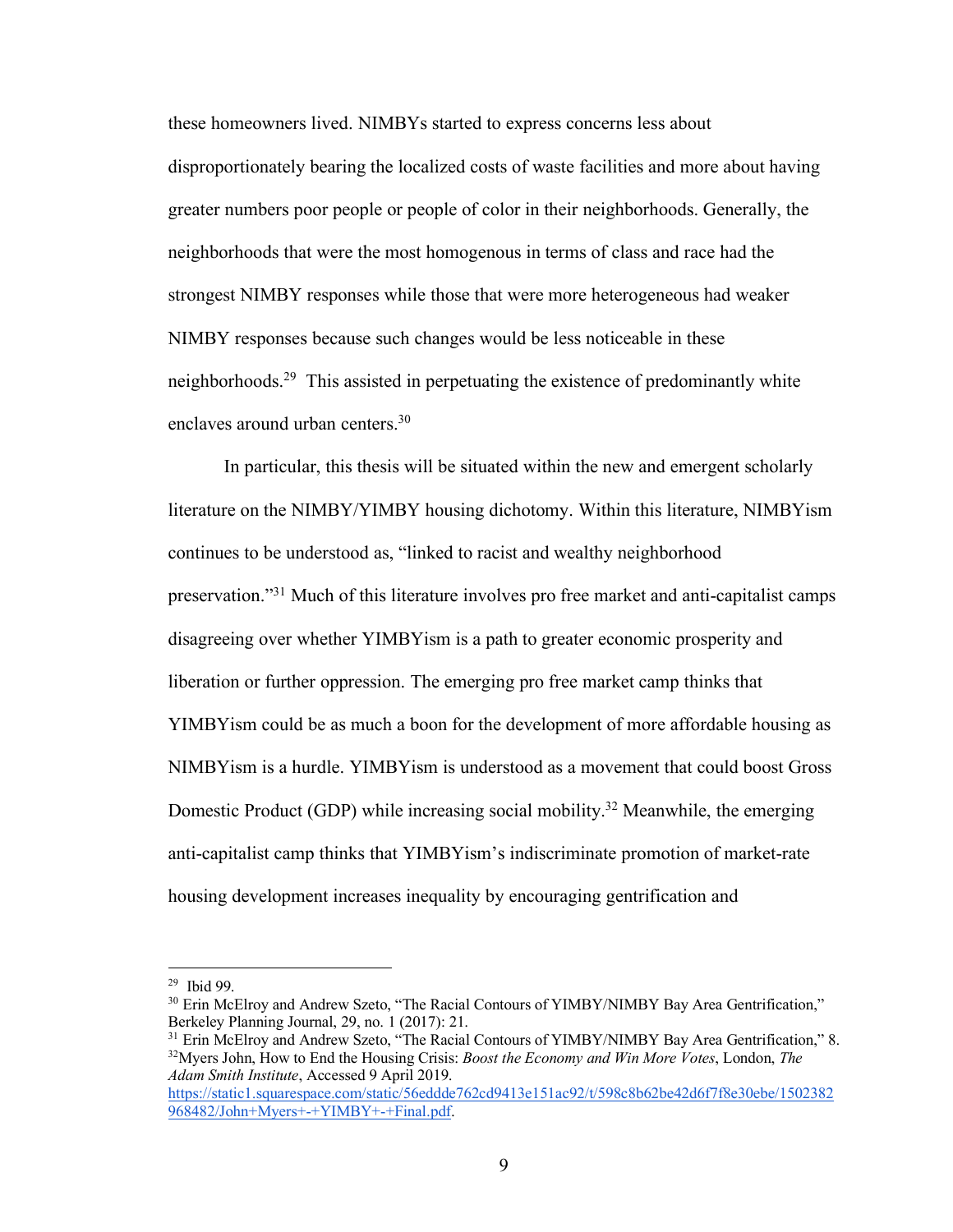these homeowners lived. NIMBYs started to express concerns less about disproportionately bearing the localized costs of waste facilities and more about having greater numbers poor people or people of color in their neighborhoods. Generally, the neighborhoods that were the most homogenous in terms of class and race had the strongest NIMBY responses while those that were more heterogeneous had weaker NIMBY responses because such changes would be less noticeable in these neighborhoods.[29] This assisted in perpetuating the existence of predominantly white enclaves around urban centers.[30]

In particular, this thesis will be situated within the new and emergent scholarly literature on the NIMBY/YIMBY housing dichotomy. Within this literature, NIMBYism continues to be understood as, "linked to racist and wealthy neighborhood preservation."[31] Much of this literature involves pro free market and anti-capitalist camps disagreeing over whether YIMBYism is a path to greater economic prosperity and liberation or further oppression. The emerging pro free market camp thinks that YIMBYism could be as much a boon for the development of more affordable housing as NIMBYism is a hurdle. YIMBYism is understood as a movement that could boost Gross Domestic Product (GDP) while increasing social mobility.[32] Meanwhile, the emerging anti-capitalist camp thinks that YIMBYism's indiscriminate promotion of market-rate housing development increases inequality by encouraging gentrification and

---

[29] Ibid 99.

[30] Erin McElroy and Andrew Szeto, "The Racial Contours of YIMBY/NIMBY Bay Area Gentrification," Berkeley Planning Journal, 29, no. 1 (2017): 21.

[31] Erin McElroy and Andrew Szeto, "The Racial Contours of YIMBY/NIMBY Bay Area Gentrification," 8.

[32] Myers John, How to End the Housing Crisis: *Boost the Economy and Win More Votes*, London, *The Adam Smith Institute*, Accessed 9 April 2019. https://static1.squarespace.com/static/56eddde762cd9413e151ac92/t/598c8b62be42d6f7f8e30ebe/1502382968482/John+Myers+-+YIMBY+-+Final.pdf.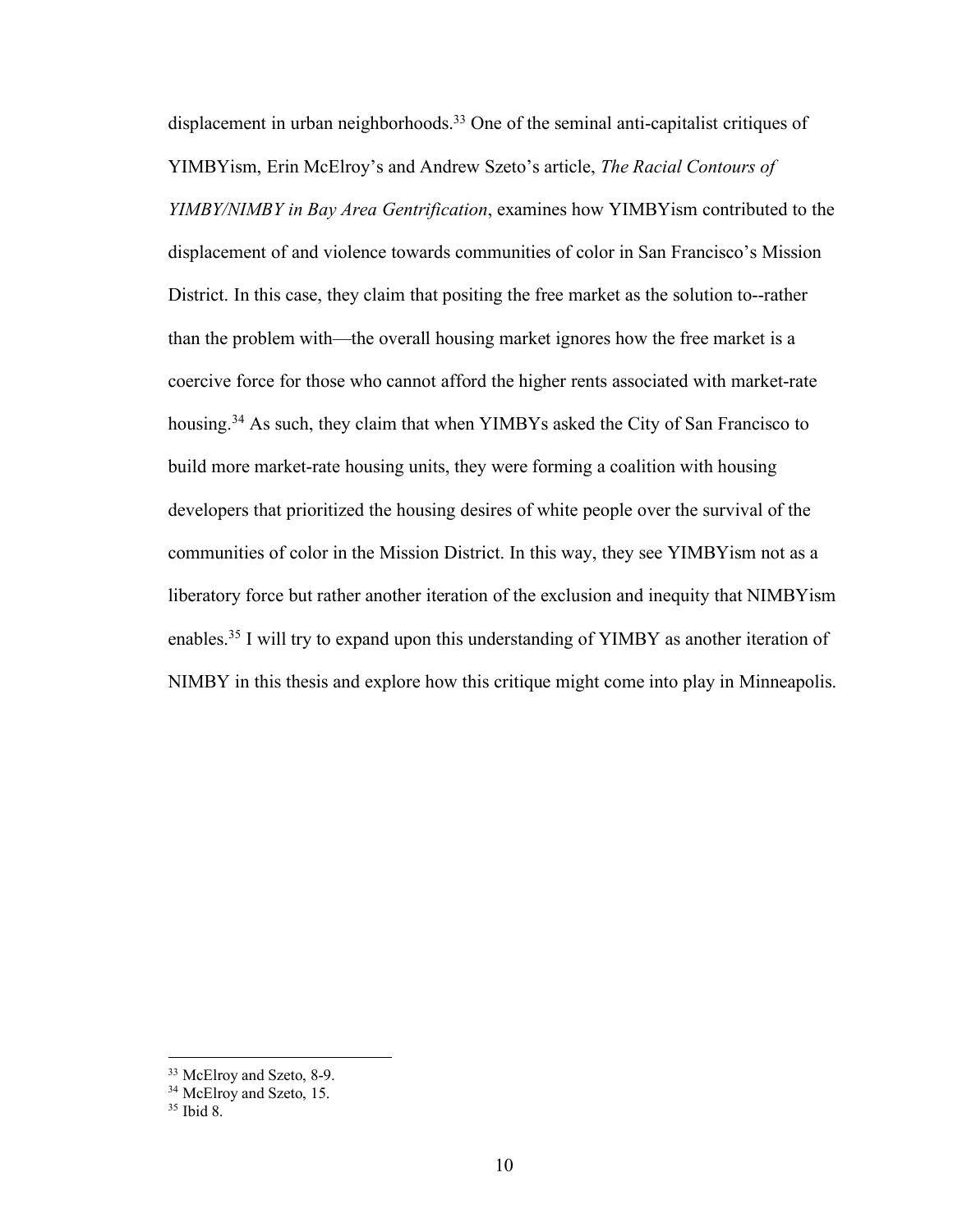displacement in urban neighborhoods.[33] One of the seminal anti-capitalist critiques of YIMBYism, Erin McElroy's and Andrew Szeto's article, *The Racial Contours of YIMBY/NIMBY in Bay Area Gentrification*, examines how YIMBYism contributed to the displacement of and violence towards communities of color in San Francisco's Mission District. In this case, they claim that positing the free market as the solution to--rather than the problem with—the overall housing market ignores how the free market is a coercive force for those who cannot afford the higher rents associated with market-rate housing.[34] As such, they claim that when YIMBYs asked the City of San Francisco to build more market-rate housing units, they were forming a coalition with housing developers that prioritized the housing desires of white people over the survival of the communities of color in the Mission District. In this way, they see YIMBYism not as a liberatory force but rather another iteration of the exclusion and inequity that NIMBYism enables.[35] I will try to expand upon this understanding of YIMBY as another iteration of NIMBY in this thesis and explore how this critique might come into play in Minneapolis.

---

[33] McElroy and Szeto, 8-9.
[34] McElroy and Szeto, 15.
[35] Ibid 8.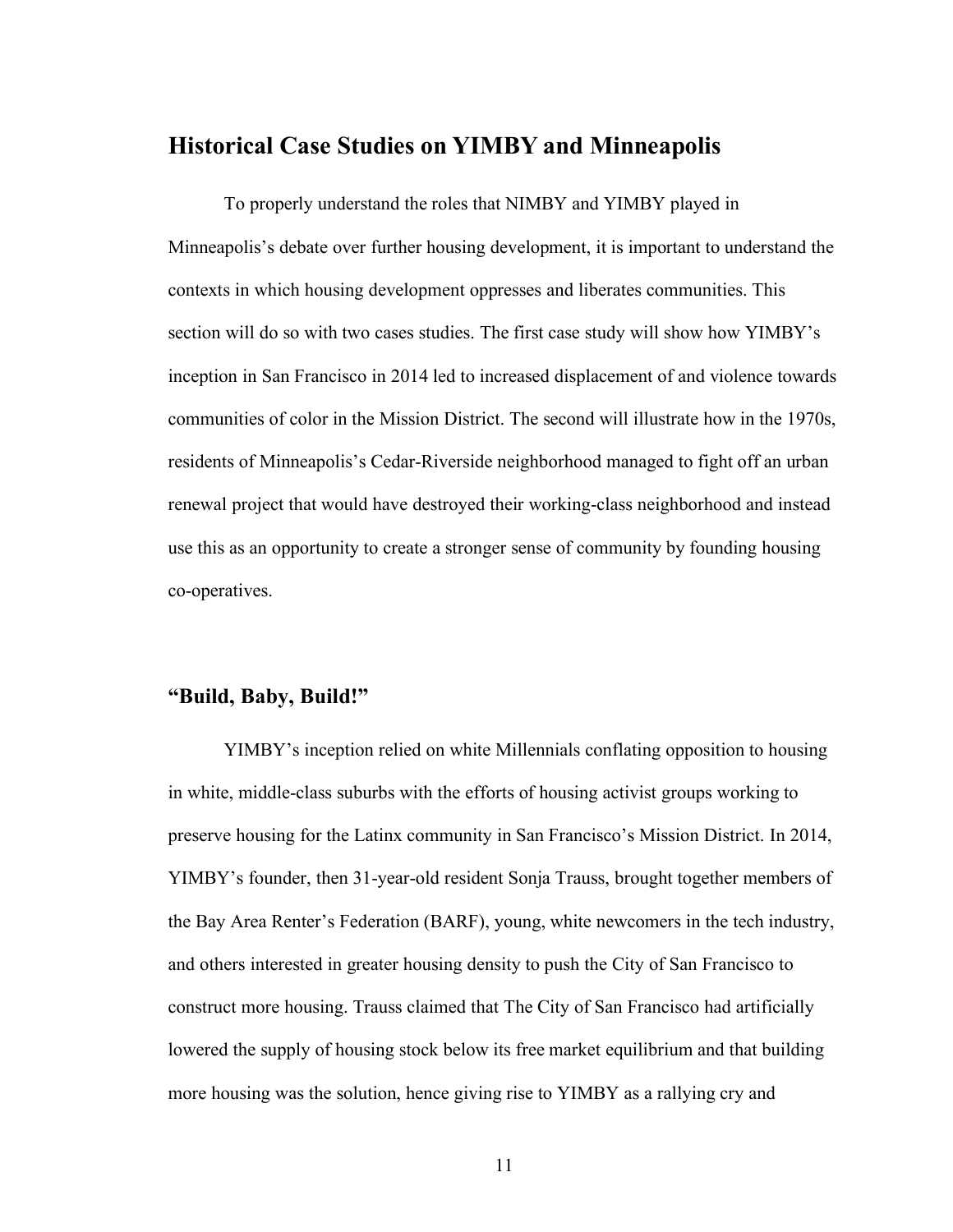## Historical Case Studies on YIMBY and Minneapolis

To properly understand the roles that NIMBY and YIMBY played in Minneapolis's debate over further housing development, it is important to understand the contexts in which housing development oppresses and liberates communities. This section will do so with two cases studies. The first case study will show how YIMBY's inception in San Francisco in 2014 led to increased displacement of and violence towards communities of color in the Mission District. The second will illustrate how in the 1970s, residents of Minneapolis's Cedar-Riverside neighborhood managed to fight off an urban renewal project that would have destroyed their working-class neighborhood and instead use this as an opportunity to create a stronger sense of community by founding housing co-operatives.

### "Build, Baby, Build!"

YIMBY's inception relied on white Millennials conflating opposition to housing in white, middle-class suburbs with the efforts of housing activist groups working to preserve housing for the Latinx community in San Francisco's Mission District. In 2014, YIMBY's founder, then 31-year-old resident Sonja Trauss, brought together members of the Bay Area Renter's Federation (BARF), young, white newcomers in the tech industry, and others interested in greater housing density to push the City of San Francisco to construct more housing. Trauss claimed that The City of San Francisco had artificially lowered the supply of housing stock below its free market equilibrium and that building more housing was the solution, hence giving rise to YIMBY as a rallying cry and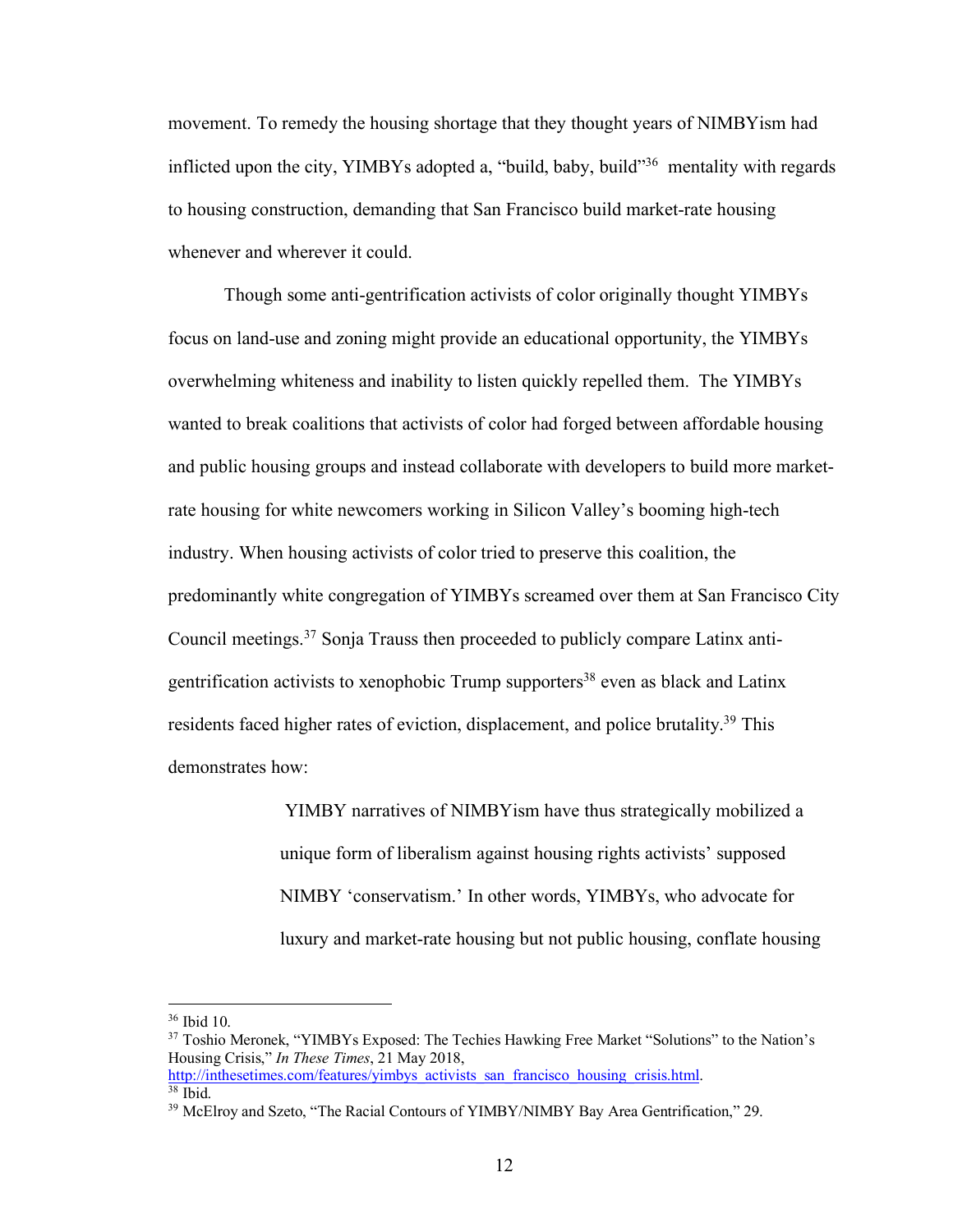movement. To remedy the housing shortage that they thought years of NIMBYism had inflicted upon the city, YIMBYs adopted a, "build, baby, build"[36] mentality with regards to housing construction, demanding that San Francisco build market-rate housing whenever and wherever it could.

Though some anti-gentrification activists of color originally thought YIMBYs focus on land-use and zoning might provide an educational opportunity, the YIMBYs overwhelming whiteness and inability to listen quickly repelled them. The YIMBYs wanted to break coalitions that activists of color had forged between affordable housing and public housing groups and instead collaborate with developers to build more market-rate housing for white newcomers working in Silicon Valley's booming high-tech industry. When housing activists of color tried to preserve this coalition, the predominantly white congregation of YIMBYs screamed over them at San Francisco City Council meetings.[37] Sonja Trauss then proceeded to publicly compare Latinx anti-gentrification activists to xenophobic Trump supporters[38] even as black and Latinx residents faced higher rates of eviction, displacement, and police brutality.[39] This demonstrates how:

> YIMBY narratives of NIMBYism have thus strategically mobilized a unique form of liberalism against housing rights activists' supposed NIMBY 'conservatism.' In other words, YIMBYs, who advocate for luxury and market-rate housing but not public housing, conflate housing

---

[36] Ibid 10.

[37] Toshio Meronek, "YIMBYs Exposed: The Techies Hawking Free Market "Solutions" to the Nation's Housing Crisis," *In These Times*, 21 May 2018, http://inthesetimes.com/features/yimbys_activists_san_francisco_housing_crisis.html.

[38] Ibid.

[39] McElroy and Szeto, "The Racial Contours of YIMBY/NIMBY Bay Area Gentrification," 29.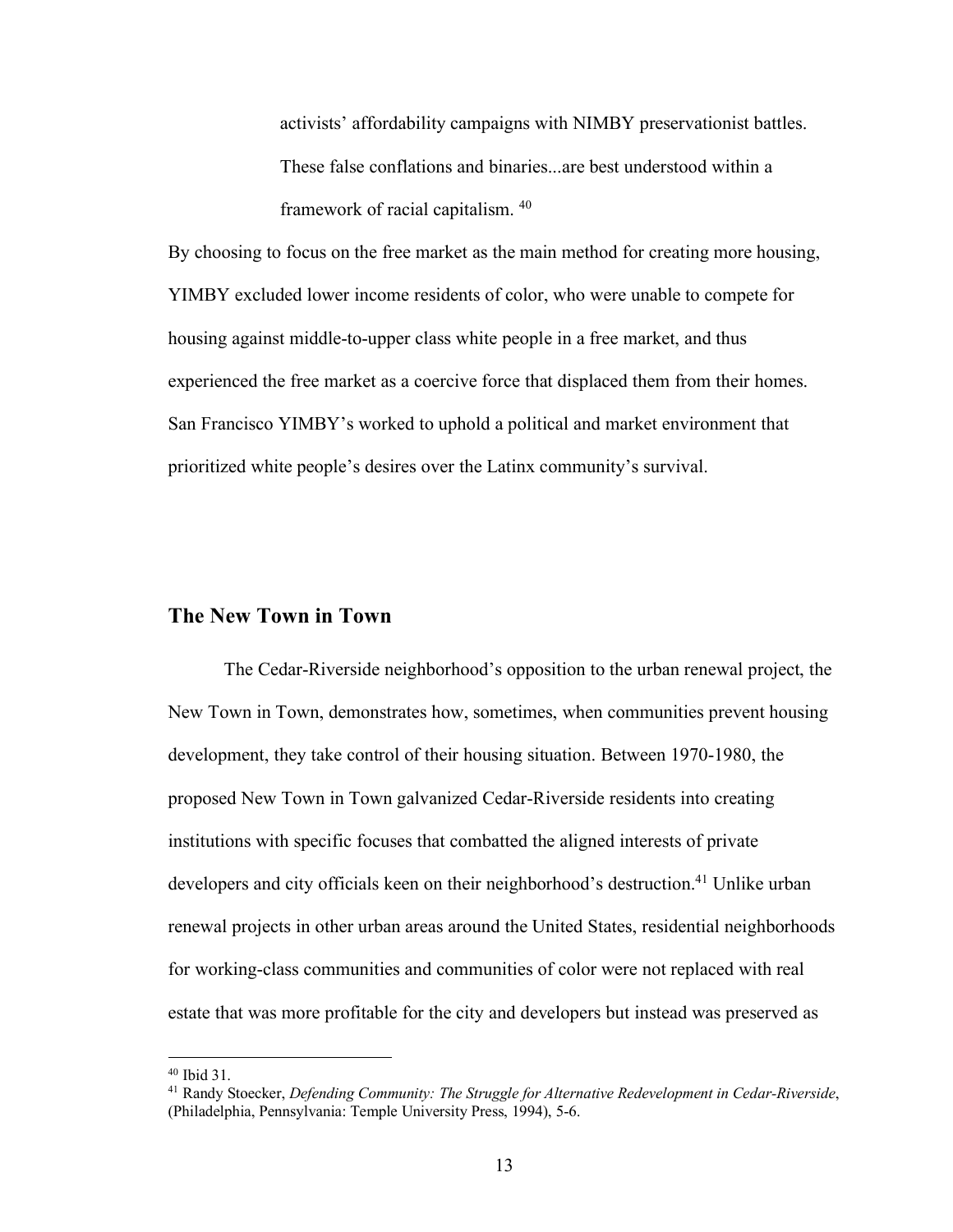> activists' affordability campaigns with NIMBY preservationist battles. These false conflations and binaries...are best understood within a framework of racial capitalism. [40]

By choosing to focus on the free market as the main method for creating more housing, YIMBY excluded lower income residents of color, who were unable to compete for housing against middle-to-upper class white people in a free market, and thus experienced the free market as a coercive force that displaced them from their homes. San Francisco YIMBY's worked to uphold a political and market environment that prioritized white people's desires over the Latinx community's survival.

## The New Town in Town

The Cedar-Riverside neighborhood's opposition to the urban renewal project, the New Town in Town, demonstrates how, sometimes, when communities prevent housing development, they take control of their housing situation. Between 1970-1980, the proposed New Town in Town galvanized Cedar-Riverside residents into creating institutions with specific focuses that combatted the aligned interests of private developers and city officials keen on their neighborhood's destruction.[41] Unlike urban renewal projects in other urban areas around the United States, residential neighborhoods for working-class communities and communities of color were not replaced with real estate that was more profitable for the city and developers but instead was preserved as

---

[40] Ibid 31.

[41] Randy Stoecker, *Defending Community: The Struggle for Alternative Redevelopment in Cedar-Riverside*, (Philadelphia, Pennsylvania: Temple University Press, 1994), 5-6.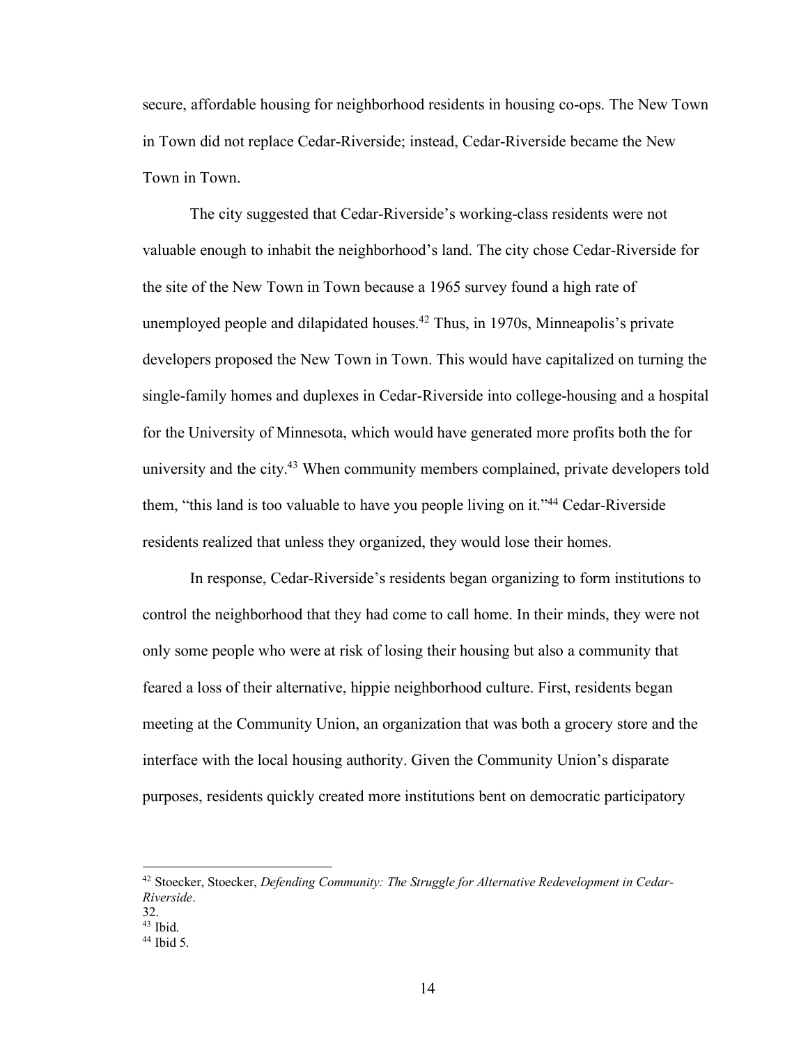secure, affordable housing for neighborhood residents in housing co-ops. The New Town in Town did not replace Cedar-Riverside; instead, Cedar-Riverside became the New Town in Town.

The city suggested that Cedar-Riverside's working-class residents were not valuable enough to inhabit the neighborhood's land. The city chose Cedar-Riverside for the site of the New Town in Town because a 1965 survey found a high rate of unemployed people and dilapidated houses.[42] Thus, in 1970s, Minneapolis's private developers proposed the New Town in Town. This would have capitalized on turning the single-family homes and duplexes in Cedar-Riverside into college-housing and a hospital for the University of Minnesota, which would have generated more profits both the for university and the city.[43] When community members complained, private developers told them, "this land is too valuable to have you people living on it."[44] Cedar-Riverside residents realized that unless they organized, they would lose their homes.

In response, Cedar-Riverside's residents began organizing to form institutions to control the neighborhood that they had come to call home. In their minds, they were not only some people who were at risk of losing their housing but also a community that feared a loss of their alternative, hippie neighborhood culture. First, residents began meeting at the Community Union, an organization that was both a grocery store and the interface with the local housing authority. Given the Community Union's disparate purposes, residents quickly created more institutions bent on democratic participatory

---

[42] Stoecker, Stoecker, *Defending Community: The Struggle for Alternative Redevelopment in Cedar-Riverside*.
32.

[43] Ibid.

[44] Ibid 5.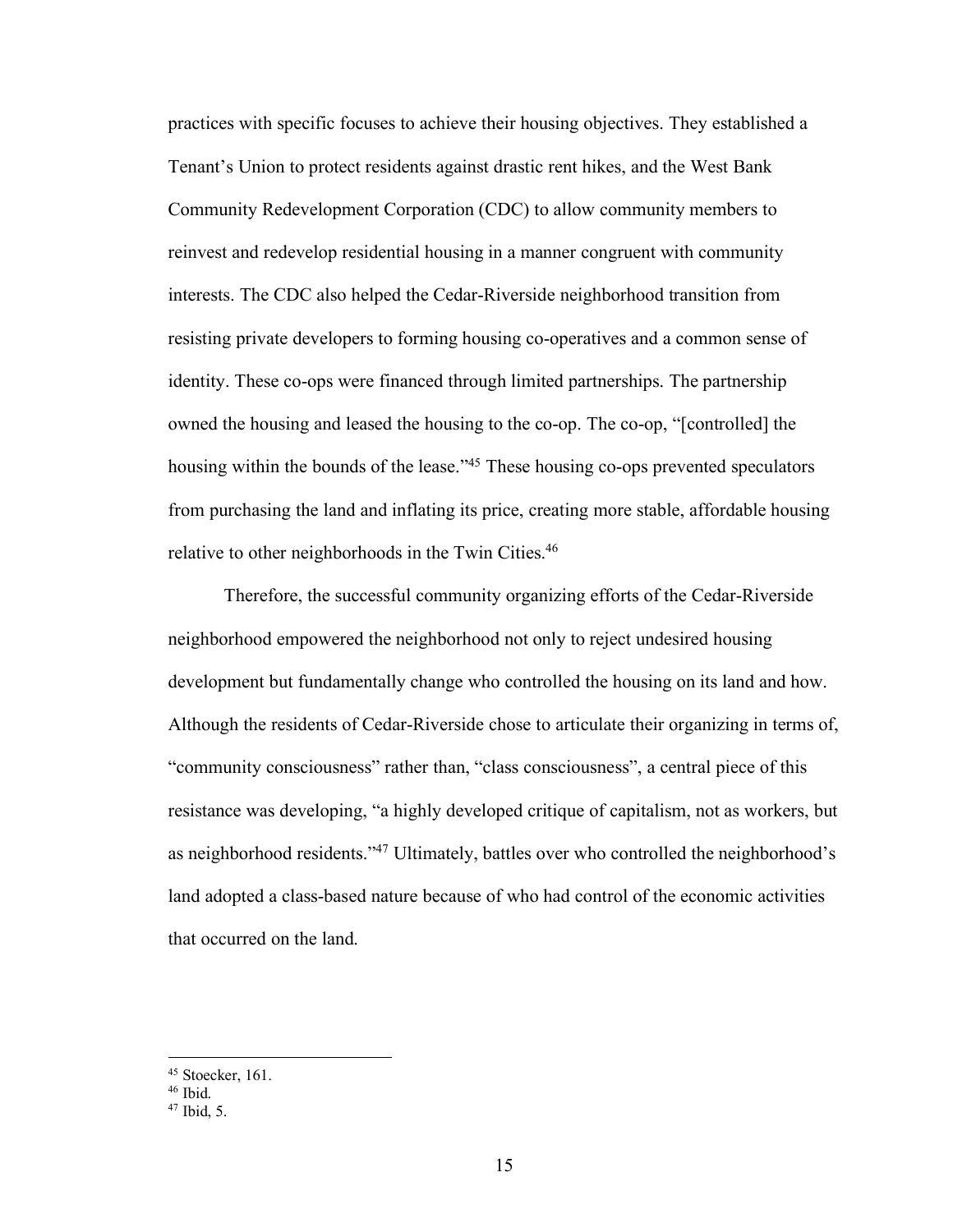practices with specific focuses to achieve their housing objectives. They established a Tenant's Union to protect residents against drastic rent hikes, and the West Bank Community Redevelopment Corporation (CDC) to allow community members to reinvest and redevelop residential housing in a manner congruent with community interests. The CDC also helped the Cedar-Riverside neighborhood transition from resisting private developers to forming housing co-operatives and a common sense of identity. These co-ops were financed through limited partnerships. The partnership owned the housing and leased the housing to the co-op. The co-op, "[controlled] the housing within the bounds of the lease."[45] These housing co-ops prevented speculators from purchasing the land and inflating its price, creating more stable, affordable housing relative to other neighborhoods in the Twin Cities.[46]

Therefore, the successful community organizing efforts of the Cedar-Riverside neighborhood empowered the neighborhood not only to reject undesired housing development but fundamentally change who controlled the housing on its land and how. Although the residents of Cedar-Riverside chose to articulate their organizing in terms of, "community consciousness" rather than, "class consciousness", a central piece of this resistance was developing, "a highly developed critique of capitalism, not as workers, but as neighborhood residents."[47] Ultimately, battles over who controlled the neighborhood's land adopted a class-based nature because of who had control of the economic activities that occurred on the land.

---

[45] Stoecker, 161.
[46] Ibid.
[47] Ibid, 5.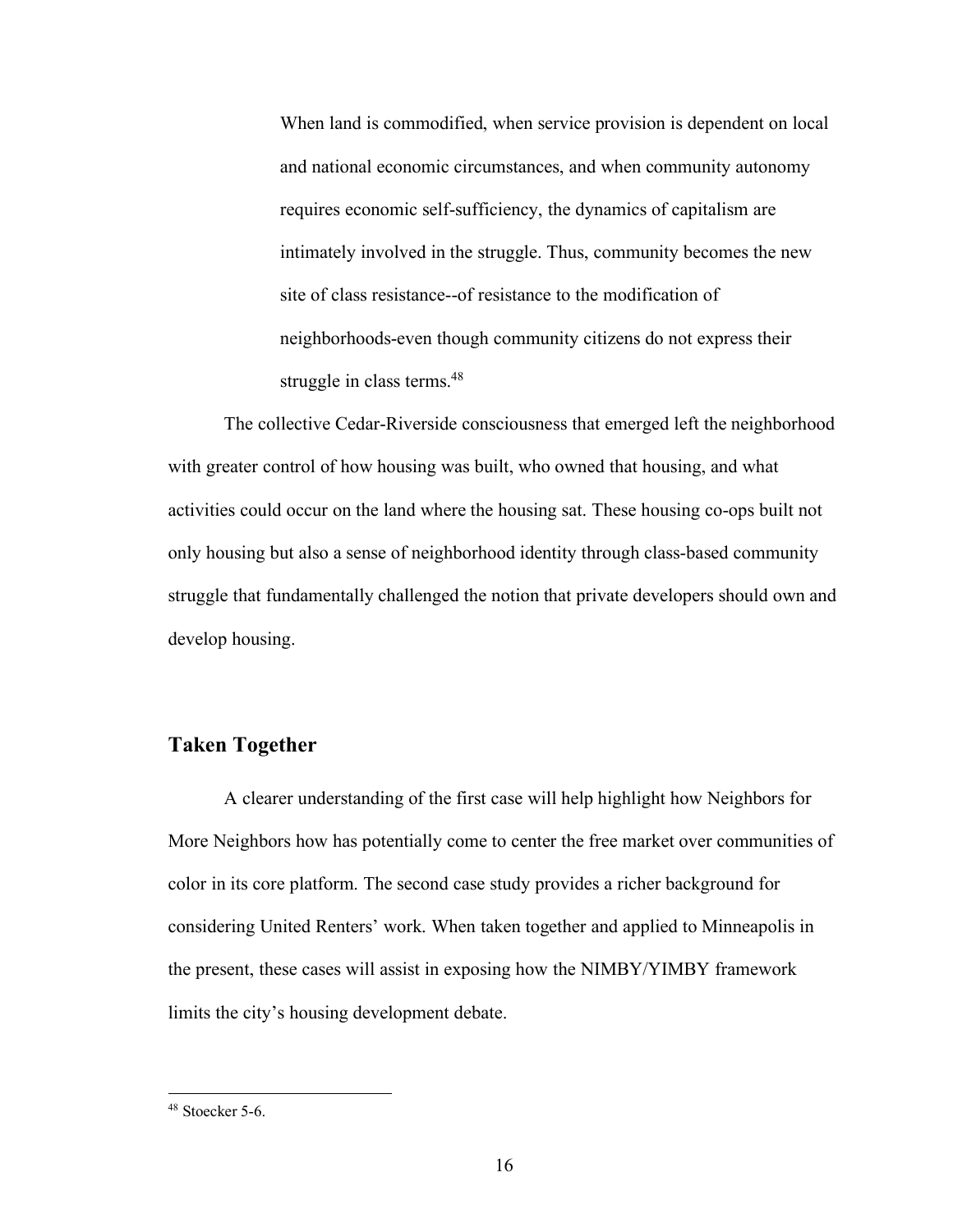> When land is commodified, when service provision is dependent on local and national economic circumstances, and when community autonomy requires economic self-sufficiency, the dynamics of capitalism are intimately involved in the struggle. Thus, community becomes the new site of class resistance--of resistance to the modification of neighborhoods-even though community citizens do not express their struggle in class terms.[48]

The collective Cedar-Riverside consciousness that emerged left the neighborhood with greater control of how housing was built, who owned that housing, and what activities could occur on the land where the housing sat. These housing co-ops built not only housing but also a sense of neighborhood identity through class-based community struggle that fundamentally challenged the notion that private developers should own and develop housing.

## Taken Together

A clearer understanding of the first case will help highlight how Neighbors for More Neighbors how has potentially come to center the free market over communities of color in its core platform. The second case study provides a richer background for considering United Renters' work. When taken together and applied to Minneapolis in the present, these cases will assist in exposing how the NIMBY/YIMBY framework limits the city's housing development debate.

---

[48] Stoecker 5-6.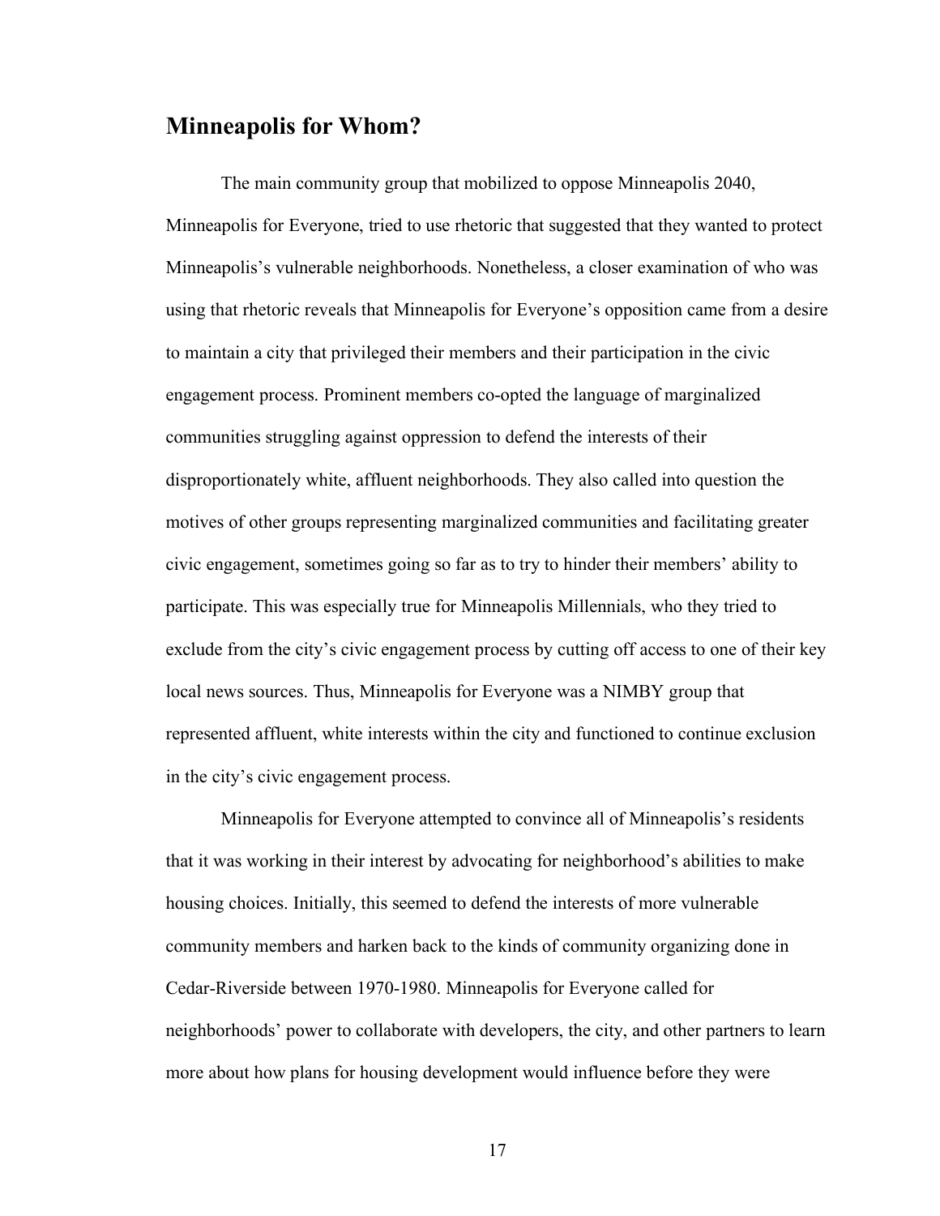## Minneapolis for Whom?

The main community group that mobilized to oppose Minneapolis 2040, Minneapolis for Everyone, tried to use rhetoric that suggested that they wanted to protect Minneapolis's vulnerable neighborhoods. Nonetheless, a closer examination of who was using that rhetoric reveals that Minneapolis for Everyone's opposition came from a desire to maintain a city that privileged their members and their participation in the civic engagement process. Prominent members co-opted the language of marginalized communities struggling against oppression to defend the interests of their disproportionately white, affluent neighborhoods. They also called into question the motives of other groups representing marginalized communities and facilitating greater civic engagement, sometimes going so far as to try to hinder their members' ability to participate. This was especially true for Minneapolis Millennials, who they tried to exclude from the city's civic engagement process by cutting off access to one of their key local news sources. Thus, Minneapolis for Everyone was a NIMBY group that represented affluent, white interests within the city and functioned to continue exclusion in the city's civic engagement process.

Minneapolis for Everyone attempted to convince all of Minneapolis's residents that it was working in their interest by advocating for neighborhood's abilities to make housing choices. Initially, this seemed to defend the interests of more vulnerable community members and harken back to the kinds of community organizing done in Cedar-Riverside between 1970-1980. Minneapolis for Everyone called for neighborhoods' power to collaborate with developers, the city, and other partners to learn more about how plans for housing development would influence before they were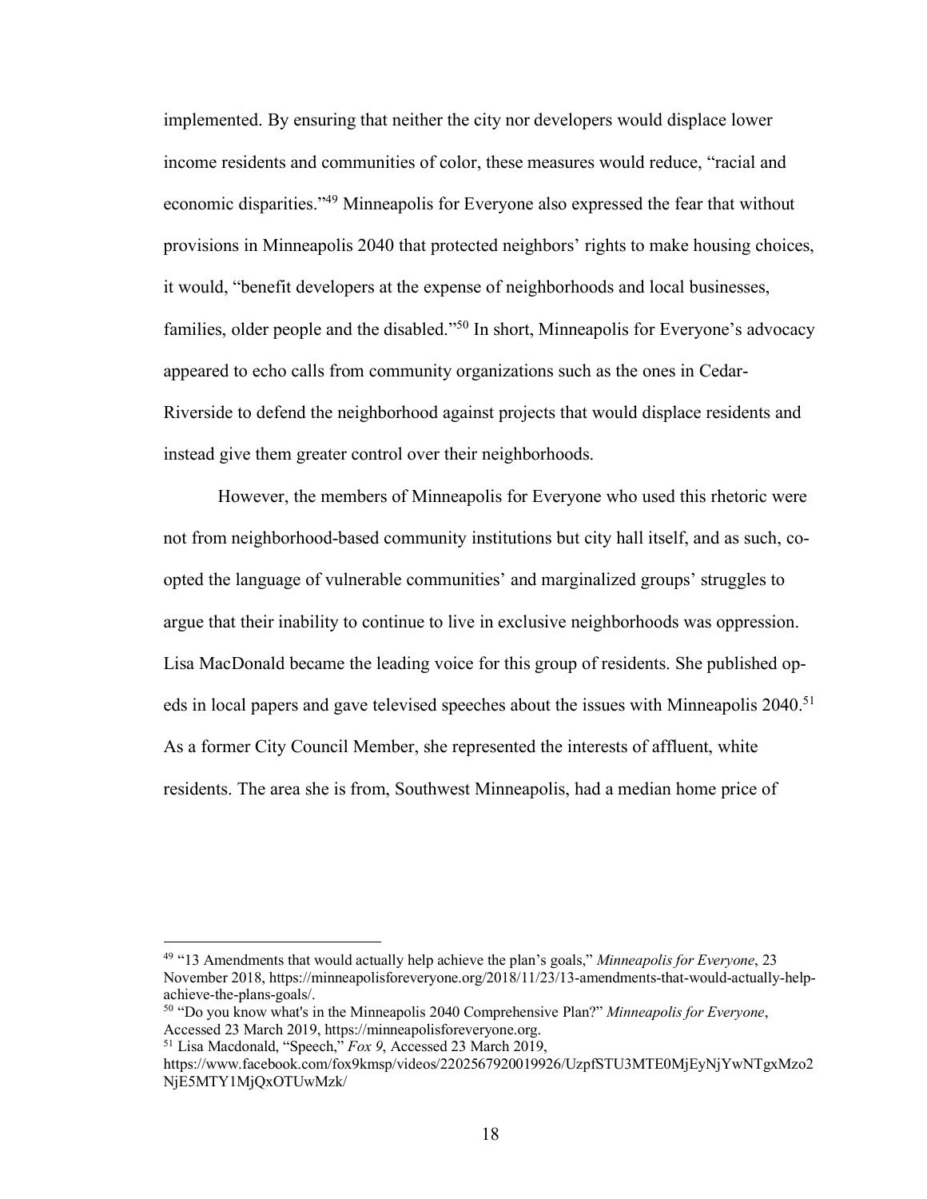implemented. By ensuring that neither the city nor developers would displace lower income residents and communities of color, these measures would reduce, "racial and economic disparities."[49] Minneapolis for Everyone also expressed the fear that without provisions in Minneapolis 2040 that protected neighbors' rights to make housing choices, it would, "benefit developers at the expense of neighborhoods and local businesses, families, older people and the disabled."[50] In short, Minneapolis for Everyone's advocacy appeared to echo calls from community organizations such as the ones in Cedar-Riverside to defend the neighborhood against projects that would displace residents and instead give them greater control over their neighborhoods.

However, the members of Minneapolis for Everyone who used this rhetoric were not from neighborhood-based community institutions but city hall itself, and as such, co-opted the language of vulnerable communities' and marginalized groups' struggles to argue that their inability to continue to live in exclusive neighborhoods was oppression. Lisa MacDonald became the leading voice for this group of residents. She published op-eds in local papers and gave televised speeches about the issues with Minneapolis 2040.[51] As a former City Council Member, she represented the interests of affluent, white residents. The area she is from, Southwest Minneapolis, had a median home price of

---

[49] "13 Amendments that would actually help achieve the plan's goals," *Minneapolis for Everyone*, 23 November 2018, https://minneapolisforeveryone.org/2018/11/23/13-amendments-that-would-actually-help-achieve-the-plans-goals/.

[50] "Do you know what's in the Minneapolis 2040 Comprehensive Plan?" *Minneapolis for Everyone*, Accessed 23 March 2019, https://minneapolisforeveryone.org.

[51] Lisa Macdonald, "Speech," *Fox 9*, Accessed 23 March 2019, https://www.facebook.com/fox9kmsp/videos/2202567920019926/UzpfSTU3MTE0MjEyNjYwNTgxMzo2NjE5MTY1MjQxOTUwMzk/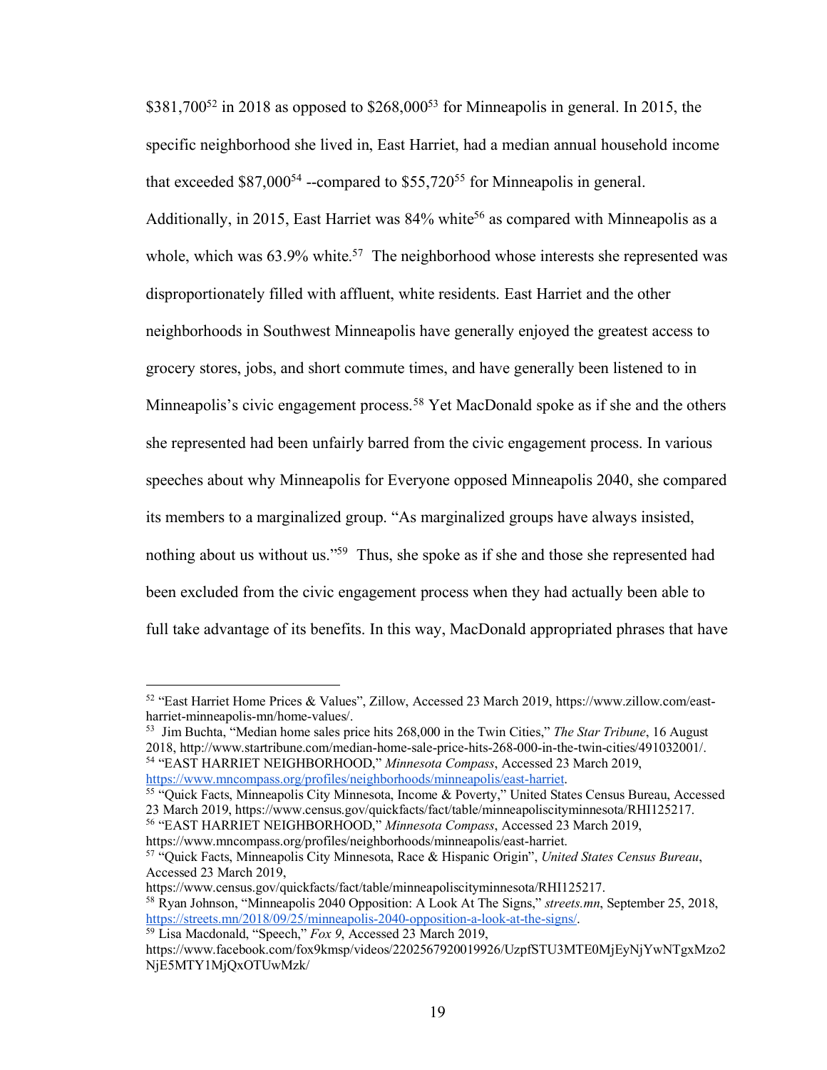$381,700[52] in 2018 as opposed to $268,000[53] for Minneapolis in general. In 2015, the specific neighborhood she lived in, East Harriet, had a median annual household income that exceeded $87,000[54] --compared to $55,720[55] for Minneapolis in general. Additionally, in 2015, East Harriet was 84% white[56] as compared with Minneapolis as a whole, which was 63.9% white.[57] The neighborhood whose interests she represented was disproportionately filled with affluent, white residents. East Harriet and the other neighborhoods in Southwest Minneapolis have generally enjoyed the greatest access to grocery stores, jobs, and short commute times, and have generally been listened to in Minneapolis's civic engagement process.[58] Yet MacDonald spoke as if she and the others she represented had been unfairly barred from the civic engagement process. In various speeches about why Minneapolis for Everyone opposed Minneapolis 2040, she compared its members to a marginalized group. "As marginalized groups have always insisted, nothing about us without us."[59] Thus, she spoke as if she and those she represented had been excluded from the civic engagement process when they had actually been able to full take advantage of its benefits. In this way, MacDonald appropriated phrases that have

---

[52] "East Harriet Home Prices & Values", Zillow, Accessed 23 March 2019, https://www.zillow.com/east-harriet-minneapolis-mn/home-values/.

[53] Jim Buchta, "Median home sales price hits 268,000 in the Twin Cities," *The Star Tribune*, 16 August 2018, http://www.startribune.com/median-home-sale-price-hits-268-000-in-the-twin-cities/491032001/.

[54] "EAST HARRIET NEIGHBORHOOD," *Minnesota Compass*, Accessed 23 March 2019, https://www.mncompass.org/profiles/neighborhoods/minneapolis/east-harriet.

[55] "Quick Facts, Minneapolis City Minnesota, Income & Poverty," United States Census Bureau, Accessed 23 March 2019, https://www.census.gov/quickfacts/fact/table/minneapoliscityminnesota/RHI125217.

[56] "EAST HARRIET NEIGHBORHOOD," *Minnesota Compass*, Accessed 23 March 2019, https://www.mncompass.org/profiles/neighborhoods/minneapolis/east-harriet.

[57] "Quick Facts, Minneapolis City Minnesota, Race & Hispanic Origin", *United States Census Bureau*, Accessed 23 March 2019, https://www.census.gov/quickfacts/fact/table/minneapoliscityminnesota/RHI125217.

[58] Ryan Johnson, "Minneapolis 2040 Opposition: A Look At The Signs," *streets.mn*, September 25, 2018, https://streets.mn/2018/09/25/minneapolis-2040-opposition-a-look-at-the-signs/.

[59] Lisa Macdonald, "Speech," *Fox 9*, Accessed 23 March 2019, https://www.facebook.com/fox9kmsp/videos/2202567920019926/UzpfSTU3MTE0MjEyNjYwNTgxMzo2NjE5MTY1MjQxOTUwMzk/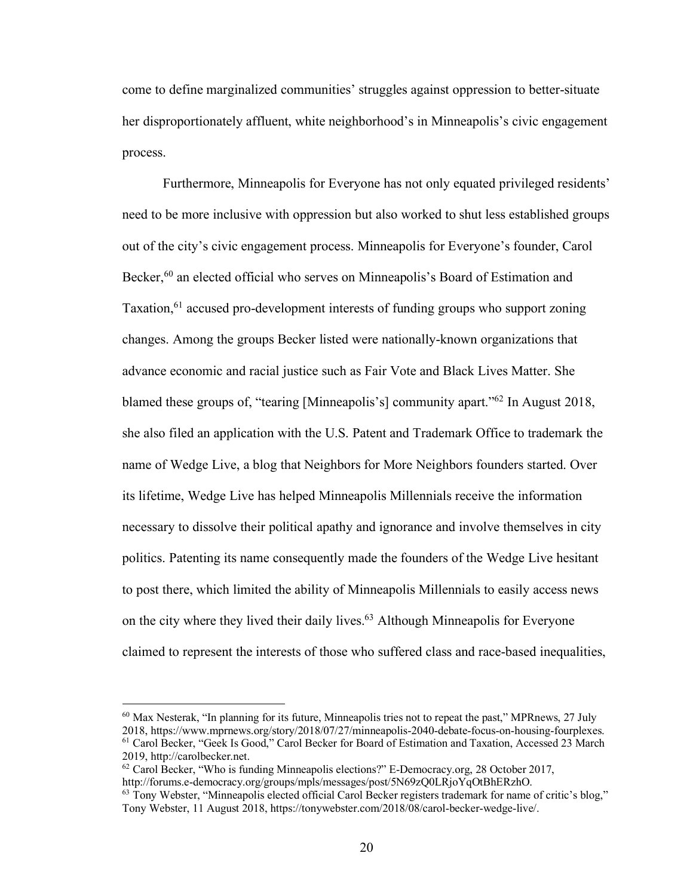come to define marginalized communities' struggles against oppression to better-situate her disproportionately affluent, white neighborhood's in Minneapolis's civic engagement process.

Furthermore, Minneapolis for Everyone has not only equated privileged residents' need to be more inclusive with oppression but also worked to shut less established groups out of the city's civic engagement process. Minneapolis for Everyone's founder, Carol Becker,[60] an elected official who serves on Minneapolis's Board of Estimation and Taxation,[61] accused pro-development interests of funding groups who support zoning changes. Among the groups Becker listed were nationally-known organizations that advance economic and racial justice such as Fair Vote and Black Lives Matter. She blamed these groups of, "tearing [Minneapolis's] community apart."[62] In August 2018, she also filed an application with the U.S. Patent and Trademark Office to trademark the name of Wedge Live, a blog that Neighbors for More Neighbors founders started. Over its lifetime, Wedge Live has helped Minneapolis Millennials receive the information necessary to dissolve their political apathy and ignorance and involve themselves in city politics. Patenting its name consequently made the founders of the Wedge Live hesitant to post there, which limited the ability of Minneapolis Millennials to easily access news on the city where they lived their daily lives.[63] Although Minneapolis for Everyone claimed to represent the interests of those who suffered class and race-based inequalities,

---

[60] Max Nesterak, "In planning for its future, Minneapolis tries not to repeat the past," MPRnews, 27 July 2018, https://www.mprnews.org/story/2018/07/27/minneapolis-2040-debate-focus-on-housing-fourplexes.

[61] Carol Becker, "Geek Is Good," Carol Becker for Board of Estimation and Taxation, Accessed 23 March 2019, http://carolbecker.net.

[62] Carol Becker, "Who is funding Minneapolis elections?" E-Democracy.org, 28 October 2017, http://forums.e-democracy.org/groups/mpls/messages/post/5N69zQ0LRjoYqOtBhERzhO.

[63] Tony Webster, "Minneapolis elected official Carol Becker registers trademark for name of critic's blog," Tony Webster, 11 August 2018, https://tonywebster.com/2018/08/carol-becker-wedge-live/.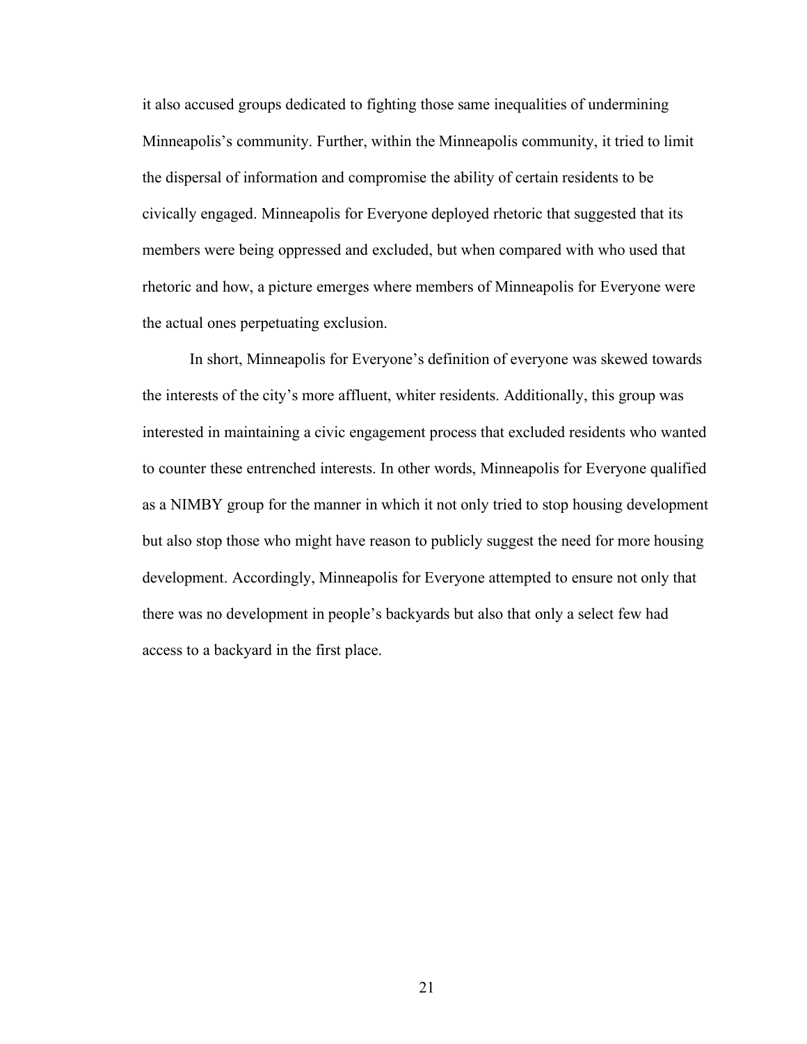it also accused groups dedicated to fighting those same inequalities of undermining Minneapolis's community. Further, within the Minneapolis community, it tried to limit the dispersal of information and compromise the ability of certain residents to be civically engaged. Minneapolis for Everyone deployed rhetoric that suggested that its members were being oppressed and excluded, but when compared with who used that rhetoric and how, a picture emerges where members of Minneapolis for Everyone were the actual ones perpetuating exclusion.

In short, Minneapolis for Everyone's definition of everyone was skewed towards the interests of the city's more affluent, whiter residents. Additionally, this group was interested in maintaining a civic engagement process that excluded residents who wanted to counter these entrenched interests. In other words, Minneapolis for Everyone qualified as a NIMBY group for the manner in which it not only tried to stop housing development but also stop those who might have reason to publicly suggest the need for more housing development. Accordingly, Minneapolis for Everyone attempted to ensure not only that there was no development in people's backyards but also that only a select few had access to a backyard in the first place.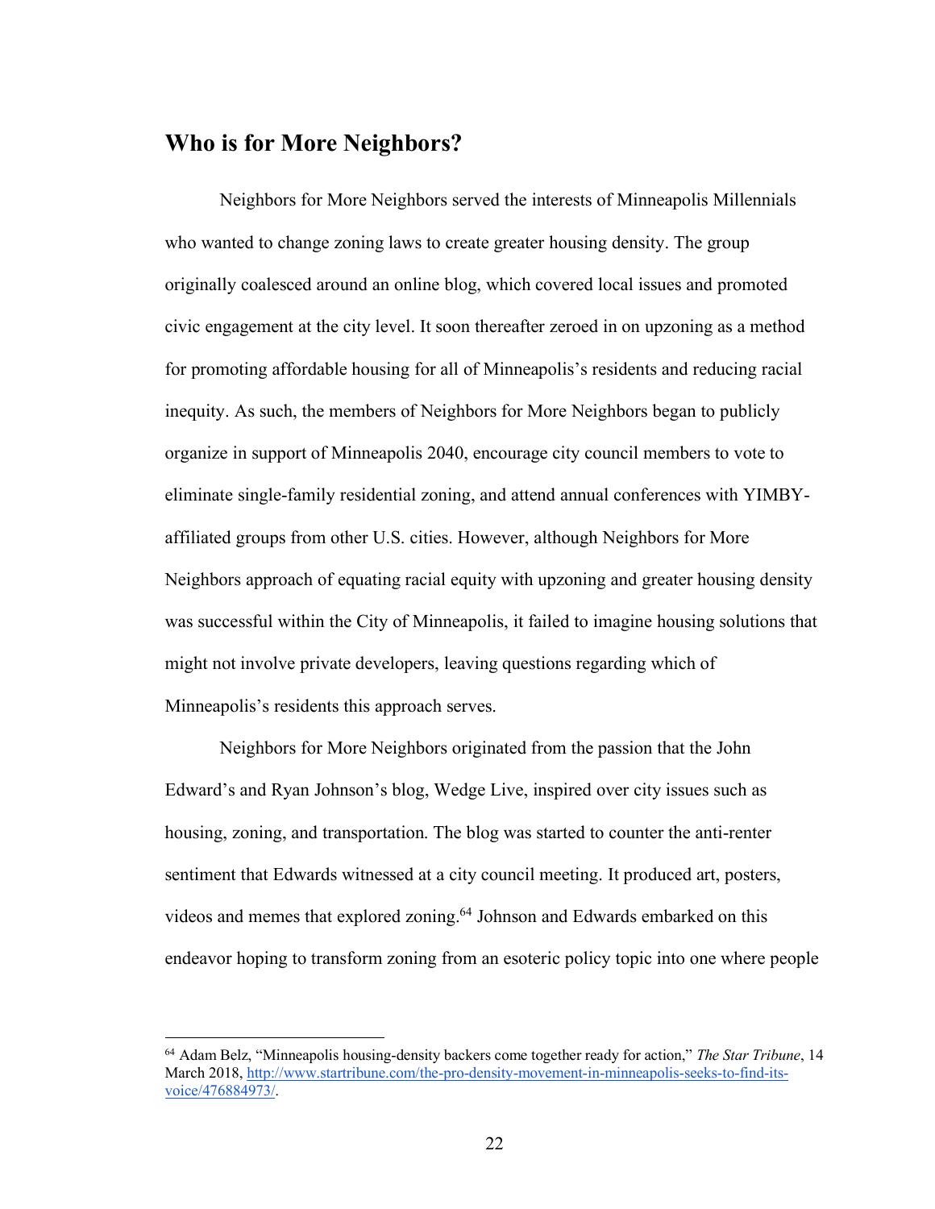## Who is for More Neighbors?

Neighbors for More Neighbors served the interests of Minneapolis Millennials who wanted to change zoning laws to create greater housing density. The group originally coalesced around an online blog, which covered local issues and promoted civic engagement at the city level. It soon thereafter zeroed in on upzoning as a method for promoting affordable housing for all of Minneapolis's residents and reducing racial inequity. As such, the members of Neighbors for More Neighbors began to publicly organize in support of Minneapolis 2040, encourage city council members to vote to eliminate single-family residential zoning, and attend annual conferences with YIMBY-affiliated groups from other U.S. cities. However, although Neighbors for More Neighbors approach of equating racial equity with upzoning and greater housing density was successful within the City of Minneapolis, it failed to imagine housing solutions that might not involve private developers, leaving questions regarding which of Minneapolis's residents this approach serves.

Neighbors for More Neighbors originated from the passion that the John Edward's and Ryan Johnson's blog, Wedge Live, inspired over city issues such as housing, zoning, and transportation. The blog was started to counter the anti-renter sentiment that Edwards witnessed at a city council meeting. It produced art, posters, videos and memes that explored zoning.[64] Johnson and Edwards embarked on this endeavor hoping to transform zoning from an esoteric policy topic into one where people

[64] Adam Belz, "Minneapolis housing-density backers come together ready for action," *The Star Tribune*, 14 March 2018, http://www.startribune.com/the-pro-density-movement-in-minneapolis-seeks-to-find-its-voice/476884973/.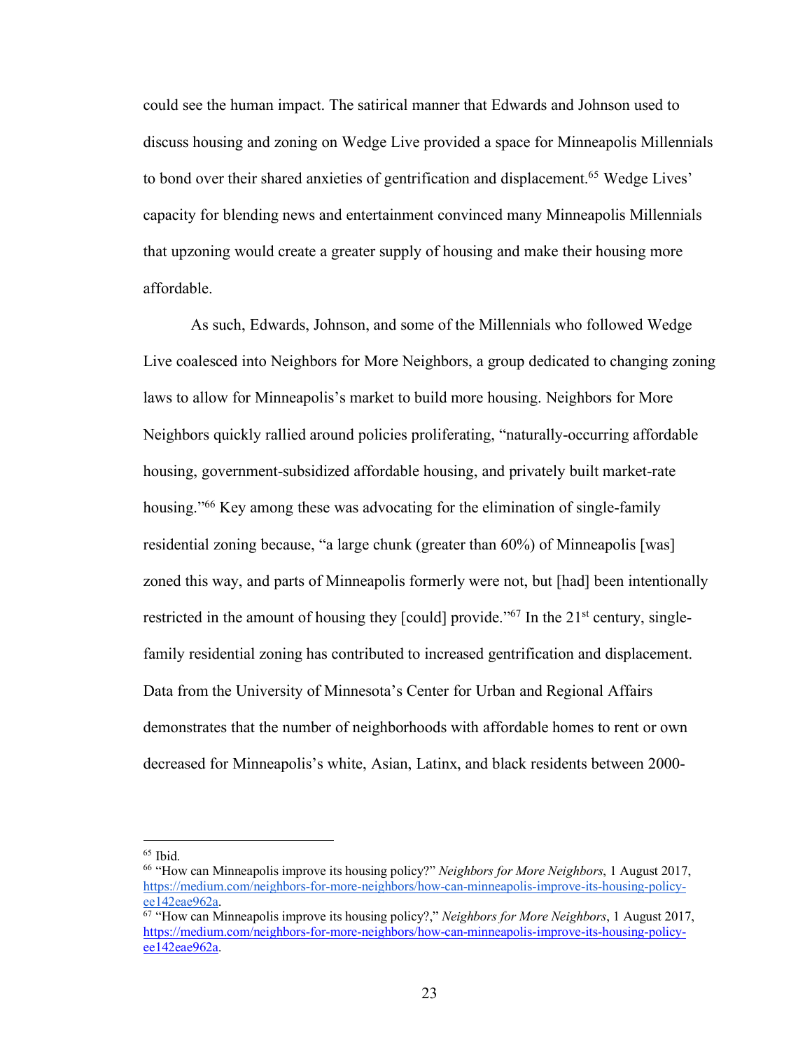could see the human impact. The satirical manner that Edwards and Johnson used to discuss housing and zoning on Wedge Live provided a space for Minneapolis Millennials to bond over their shared anxieties of gentrification and displacement.[65] Wedge Lives' capacity for blending news and entertainment convinced many Minneapolis Millennials that upzoning would create a greater supply of housing and make their housing more affordable.

As such, Edwards, Johnson, and some of the Millennials who followed Wedge Live coalesced into Neighbors for More Neighbors, a group dedicated to changing zoning laws to allow for Minneapolis's market to build more housing. Neighbors for More Neighbors quickly rallied around policies proliferating, "naturally-occurring affordable housing, government-subsidized affordable housing, and privately built market-rate housing."[66] Key among these was advocating for the elimination of single-family residential zoning because, "a large chunk (greater than 60%) of Minneapolis [was] zoned this way, and parts of Minneapolis formerly were not, but [had] been intentionally restricted in the amount of housing they [could] provide."[67] In the 21st century, single-family residential zoning has contributed to increased gentrification and displacement. Data from the University of Minnesota's Center for Urban and Regional Affairs demonstrates that the number of neighborhoods with affordable homes to rent or own decreased for Minneapolis's white, Asian, Latinx, and black residents between 2000-

---

[65] Ibid.

[66] "How can Minneapolis improve its housing policy?" *Neighbors for More Neighbors*, 1 August 2017, https://medium.com/neighbors-for-more-neighbors/how-can-minneapolis-improve-its-housing-policy-ee142eae962a.

[67] "How can Minneapolis improve its housing policy?," *Neighbors for More Neighbors*, 1 August 2017, https://medium.com/neighbors-for-more-neighbors/how-can-minneapolis-improve-its-housing-policy-ee142eae962a.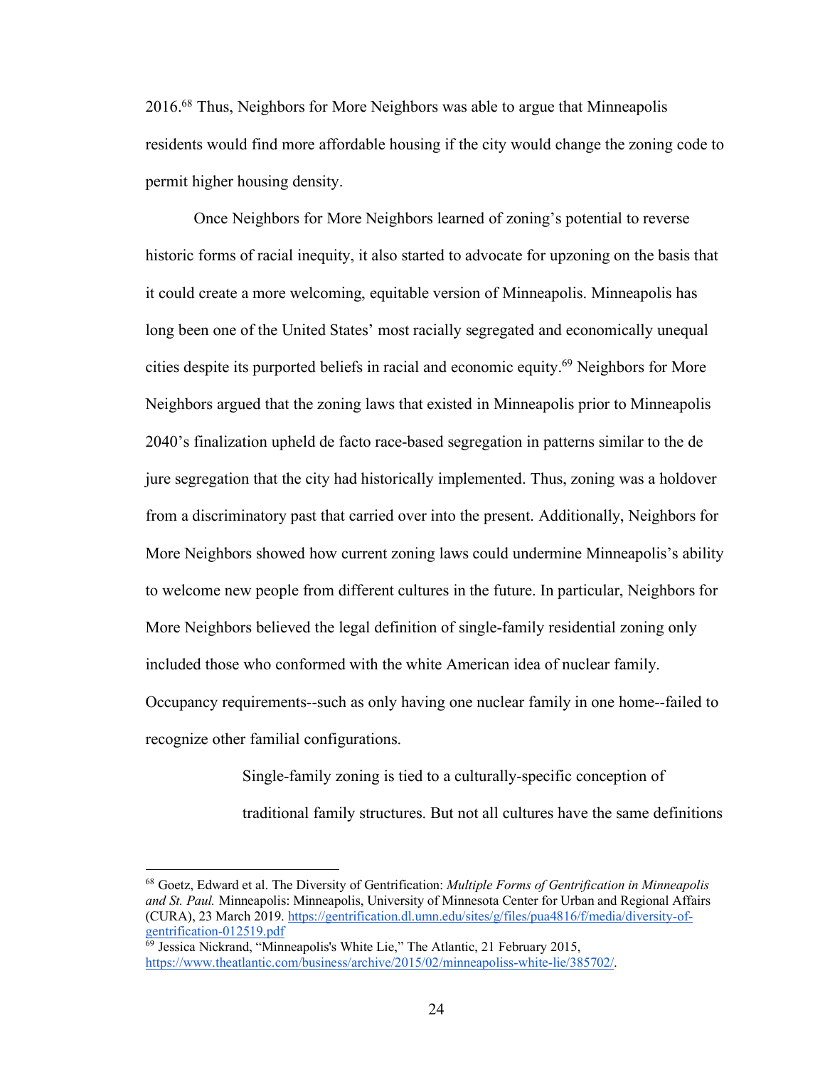2016.[68] Thus, Neighbors for More Neighbors was able to argue that Minneapolis residents would find more affordable housing if the city would change the zoning code to permit higher housing density.

Once Neighbors for More Neighbors learned of zoning's potential to reverse historic forms of racial inequity, it also started to advocate for upzoning on the basis that it could create a more welcoming, equitable version of Minneapolis. Minneapolis has long been one of the United States' most racially segregated and economically unequal cities despite its purported beliefs in racial and economic equity.[69] Neighbors for More Neighbors argued that the zoning laws that existed in Minneapolis prior to Minneapolis 2040's finalization upheld de facto race-based segregation in patterns similar to the de jure segregation that the city had historically implemented. Thus, zoning was a holdover from a discriminatory past that carried over into the present. Additionally, Neighbors for More Neighbors showed how current zoning laws could undermine Minneapolis's ability to welcome new people from different cultures in the future. In particular, Neighbors for More Neighbors believed the legal definition of single-family residential zoning only included those who conformed with the white American idea of nuclear family. Occupancy requirements--such as only having one nuclear family in one home--failed to recognize other familial configurations.

> Single-family zoning is tied to a culturally-specific conception of traditional family structures. But not all cultures have the same definitions

---

[68] Goetz, Edward et al. The Diversity of Gentrification: *Multiple Forms of Gentrification in Minneapolis and St. Paul.* Minneapolis: Minneapolis, University of Minnesota Center for Urban and Regional Affairs (CURA), 23 March 2019. https://gentrification.dl.umn.edu/sites/g/files/pua4816/f/media/diversity-of-gentrification-012519.pdf

[69] Jessica Nickrand, "Minneapolis's White Lie," The Atlantic, 21 February 2015, https://www.theatlantic.com/business/archive/2015/02/minneapoliss-white-lie/385702/.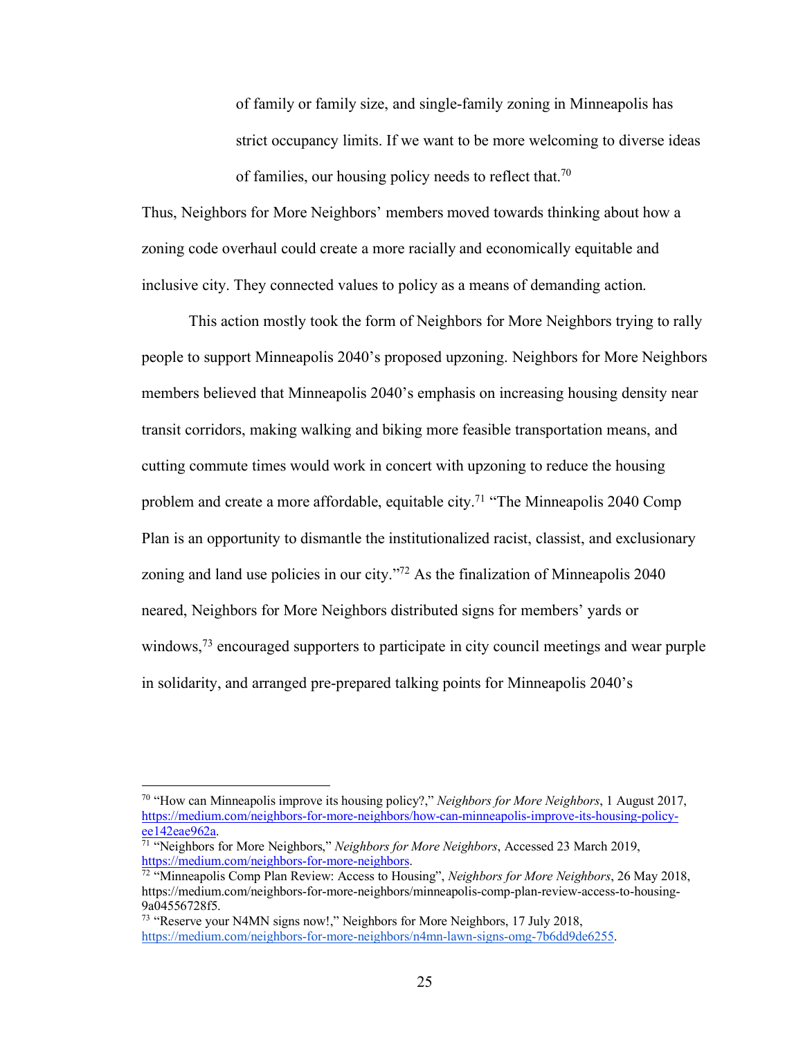> of family or family size, and single-family zoning in Minneapolis has strict occupancy limits. If we want to be more welcoming to diverse ideas of families, our housing policy needs to reflect that.[70]

Thus, Neighbors for More Neighbors' members moved towards thinking about how a zoning code overhaul could create a more racially and economically equitable and inclusive city. They connected values to policy as a means of demanding action.

This action mostly took the form of Neighbors for More Neighbors trying to rally people to support Minneapolis 2040's proposed upzoning. Neighbors for More Neighbors members believed that Minneapolis 2040's emphasis on increasing housing density near transit corridors, making walking and biking more feasible transportation means, and cutting commute times would work in concert with upzoning to reduce the housing problem and create a more affordable, equitable city.[71] "The Minneapolis 2040 Comp Plan is an opportunity to dismantle the institutionalized racist, classist, and exclusionary zoning and land use policies in our city."[72] As the finalization of Minneapolis 2040 neared, Neighbors for More Neighbors distributed signs for members' yards or windows,[73] encouraged supporters to participate in city council meetings and wear purple in solidarity, and arranged pre-prepared talking points for Minneapolis 2040's

---

[70] "How can Minneapolis improve its housing policy?," *Neighbors for More Neighbors*, 1 August 2017, https://medium.com/neighbors-for-more-neighbors/how-can-minneapolis-improve-its-housing-policy-ee142eae962a.

[71] "Neighbors for More Neighbors," *Neighbors for More Neighbors*, Accessed 23 March 2019, https://medium.com/neighbors-for-more-neighbors.

[72] "Minneapolis Comp Plan Review: Access to Housing", *Neighbors for More Neighbors*, 26 May 2018, https://medium.com/neighbors-for-more-neighbors/minneapolis-comp-plan-review-access-to-housing-9a04556728f5.

[73] "Reserve your N4MN signs now!," Neighbors for More Neighbors, 17 July 2018, https://medium.com/neighbors-for-more-neighbors/n4mn-lawn-signs-omg-7b6dd9de6255.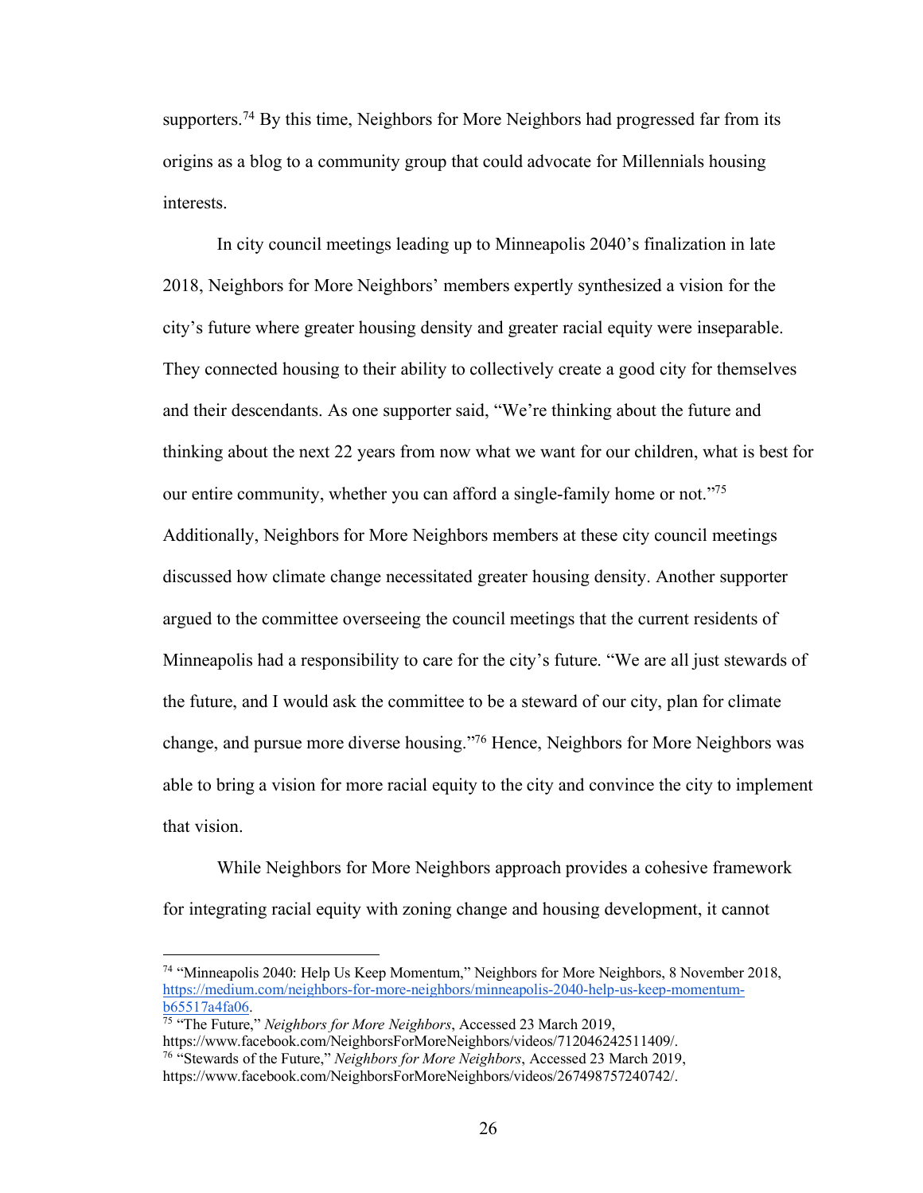supporters.[74] By this time, Neighbors for More Neighbors had progressed far from its origins as a blog to a community group that could advocate for Millennials housing interests.

In city council meetings leading up to Minneapolis 2040's finalization in late 2018, Neighbors for More Neighbors' members expertly synthesized a vision for the city's future where greater housing density and greater racial equity were inseparable. They connected housing to their ability to collectively create a good city for themselves and their descendants. As one supporter said, "We're thinking about the future and thinking about the next 22 years from now what we want for our children, what is best for our entire community, whether you can afford a single-family home or not."[75] Additionally, Neighbors for More Neighbors members at these city council meetings discussed how climate change necessitated greater housing density. Another supporter argued to the committee overseeing the council meetings that the current residents of Minneapolis had a responsibility to care for the city's future. "We are all just stewards of the future, and I would ask the committee to be a steward of our city, plan for climate change, and pursue more diverse housing."[76] Hence, Neighbors for More Neighbors was able to bring a vision for more racial equity to the city and convince the city to implement that vision.

While Neighbors for More Neighbors approach provides a cohesive framework for integrating racial equity with zoning change and housing development, it cannot

---

[74] "Minneapolis 2040: Help Us Keep Momentum," Neighbors for More Neighbors, 8 November 2018, https://medium.com/neighbors-for-more-neighbors/minneapolis-2040-help-us-keep-momentum-b65517a4fa06.

[75] "The Future," *Neighbors for More Neighbors*, Accessed 23 March 2019, https://www.facebook.com/NeighborsForMoreNeighbors/videos/712046242511409/.

[76] "Stewards of the Future," *Neighbors for More Neighbors*, Accessed 23 March 2019, https://www.facebook.com/NeighborsForMoreNeighbors/videos/267498757240742/.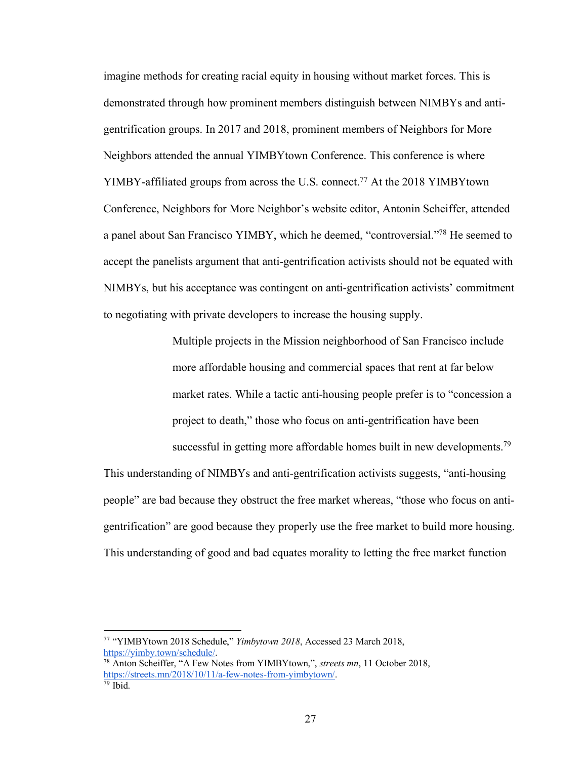imagine methods for creating racial equity in housing without market forces. This is demonstrated through how prominent members distinguish between NIMBYs and anti-gentrification groups. In 2017 and 2018, prominent members of Neighbors for More Neighbors attended the annual YIMBYtown Conference. This conference is where YIMBY-affiliated groups from across the U.S. connect.[77] At the 2018 YIMBYtown Conference, Neighbors for More Neighbor's website editor, Antonin Scheiffer, attended a panel about San Francisco YIMBY, which he deemed, "controversial."[78] He seemed to accept the panelists argument that anti-gentrification activists should not be equated with NIMBYs, but his acceptance was contingent on anti-gentrification activists' commitment to negotiating with private developers to increase the housing supply.

> Multiple projects in the Mission neighborhood of San Francisco include more affordable housing and commercial spaces that rent at far below market rates. While a tactic anti-housing people prefer is to "concession a project to death," those who focus on anti-gentrification have been successful in getting more affordable homes built in new developments.[79]

This understanding of NIMBYs and anti-gentrification activists suggests, "anti-housing people" are bad because they obstruct the free market whereas, "those who focus on anti-gentrification" are good because they properly use the free market to build more housing. This understanding of good and bad equates morality to letting the free market function

---

[77] "YIMBYtown 2018 Schedule," *Yimbytown 2018*, Accessed 23 March 2018, https://yimby.town/schedule/.

[78] Anton Scheiffer, "A Few Notes from YIMBYtown,", *streets mn*, 11 October 2018, https://streets.mn/2018/10/11/a-few-notes-from-yimbytown/.

[79] Ibid.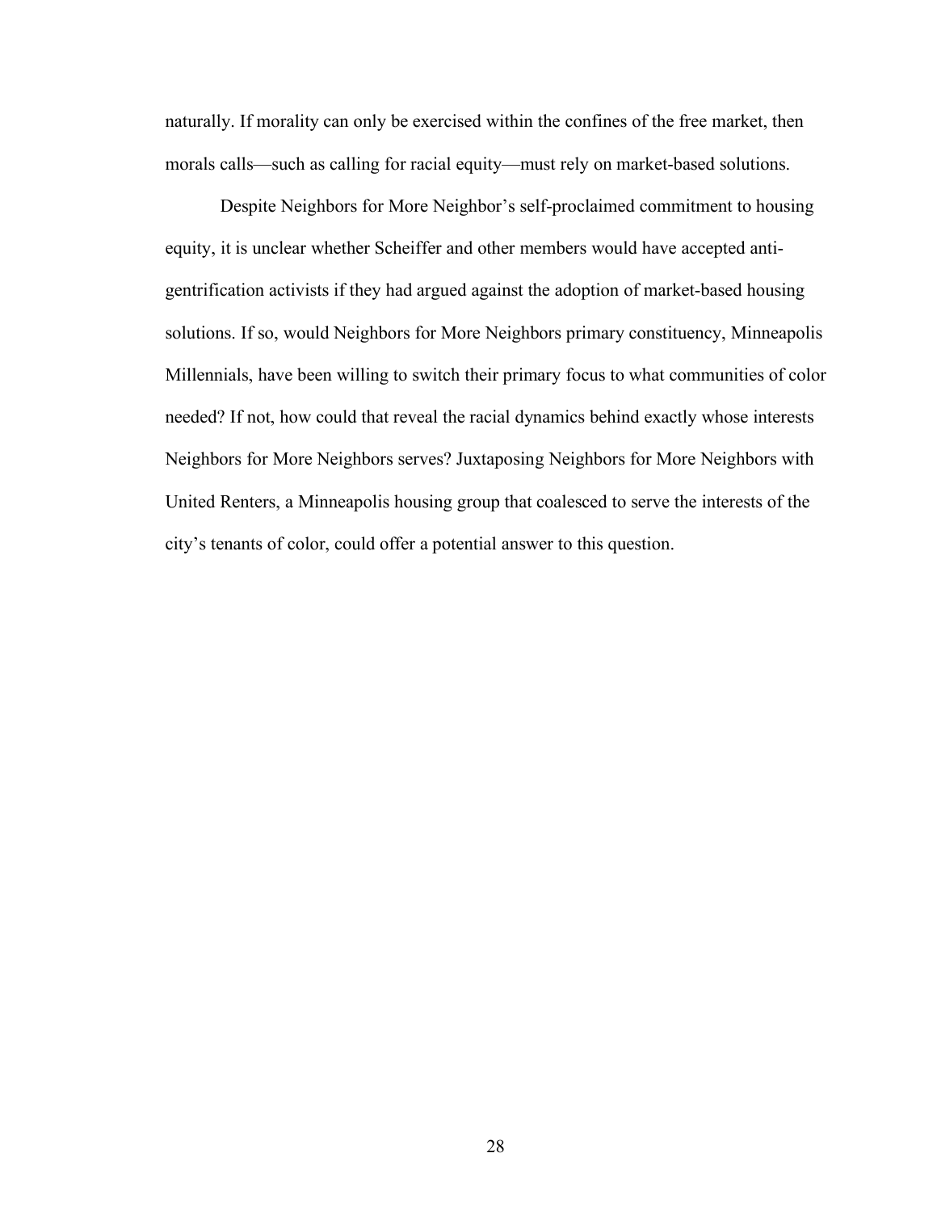naturally. If morality can only be exercised within the confines of the free market, then morals calls—such as calling for racial equity—must rely on market-based solutions.

Despite Neighbors for More Neighbor's self-proclaimed commitment to housing equity, it is unclear whether Scheiffer and other members would have accepted anti-gentrification activists if they had argued against the adoption of market-based housing solutions. If so, would Neighbors for More Neighbors primary constituency, Minneapolis Millennials, have been willing to switch their primary focus to what communities of color needed? If not, how could that reveal the racial dynamics behind exactly whose interests Neighbors for More Neighbors serves? Juxtaposing Neighbors for More Neighbors with United Renters, a Minneapolis housing group that coalesced to serve the interests of the city's tenants of color, could offer a potential answer to this question.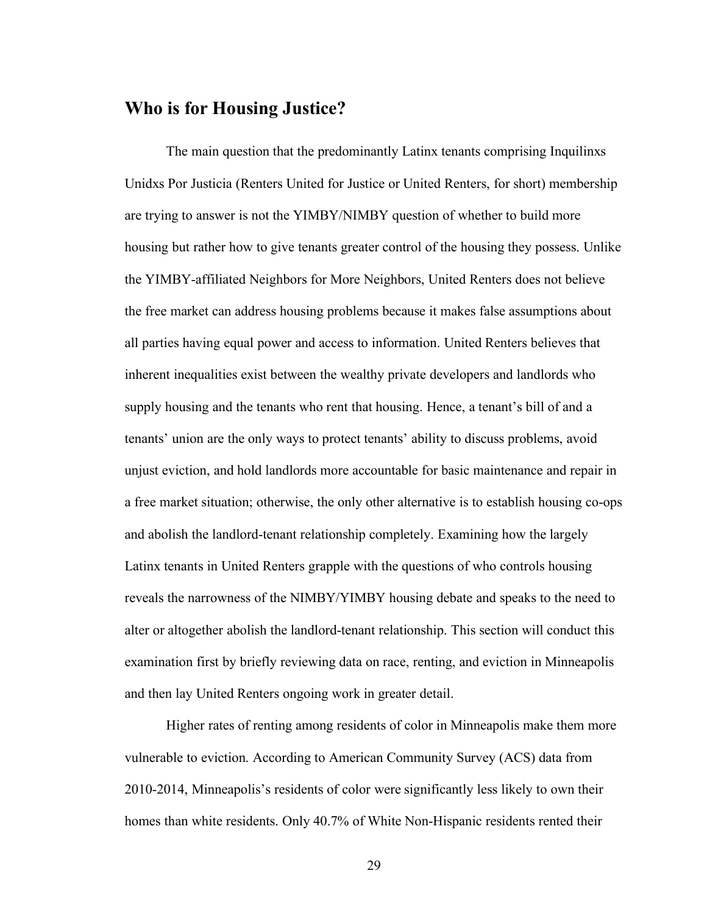## Who is for Housing Justice?

The main question that the predominantly Latinx tenants comprising Inquilinxs Unidxs Por Justicia (Renters United for Justice or United Renters, for short) membership are trying to answer is not the YIMBY/NIMBY question of whether to build more housing but rather how to give tenants greater control of the housing they possess. Unlike the YIMBY-affiliated Neighbors for More Neighbors, United Renters does not believe the free market can address housing problems because it makes false assumptions about all parties having equal power and access to information. United Renters believes that inherent inequalities exist between the wealthy private developers and landlords who supply housing and the tenants who rent that housing. Hence, a tenant's bill of and a tenants' union are the only ways to protect tenants' ability to discuss problems, avoid unjust eviction, and hold landlords more accountable for basic maintenance and repair in a free market situation; otherwise, the only other alternative is to establish housing co-ops and abolish the landlord-tenant relationship completely. Examining how the largely Latinx tenants in United Renters grapple with the questions of who controls housing reveals the narrowness of the NIMBY/YIMBY housing debate and speaks to the need to alter or altogether abolish the landlord-tenant relationship. This section will conduct this examination first by briefly reviewing data on race, renting, and eviction in Minneapolis and then lay United Renters ongoing work in greater detail.

Higher rates of renting among residents of color in Minneapolis make them more vulnerable to eviction. According to American Community Survey (ACS) data from 2010-2014, Minneapolis's residents of color were significantly less likely to own their homes than white residents. Only 40.7% of White Non-Hispanic residents rented their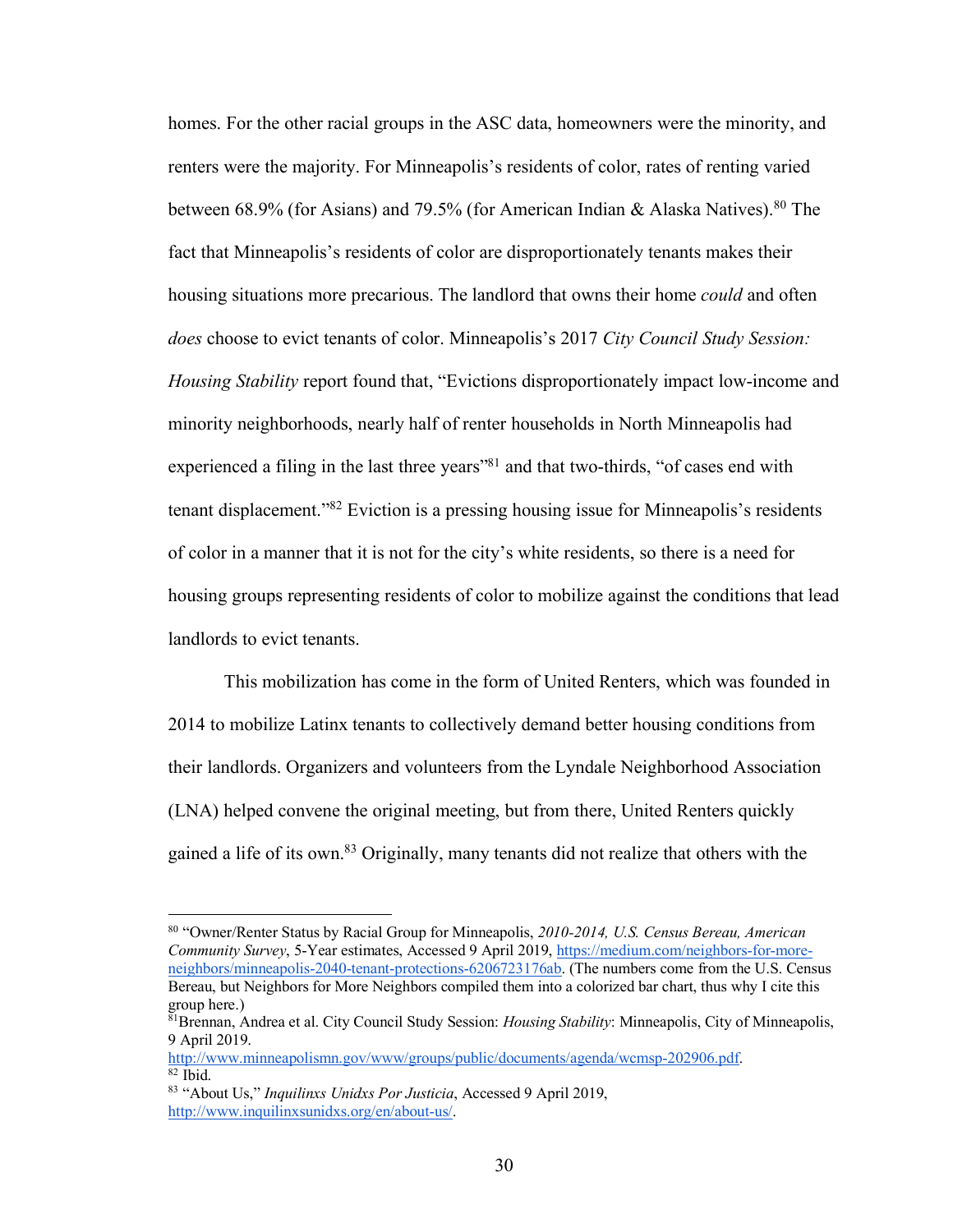homes. For the other racial groups in the ASC data, homeowners were the minority, and renters were the majority. For Minneapolis's residents of color, rates of renting varied between 68.9% (for Asians) and 79.5% (for American Indian & Alaska Natives).[80] The fact that Minneapolis's residents of color are disproportionately tenants makes their housing situations more precarious. The landlord that owns their home *could* and often *does* choose to evict tenants of color. Minneapolis's 2017 *City Council Study Session: Housing Stability* report found that, "Evictions disproportionately impact low-income and minority neighborhoods, nearly half of renter households in North Minneapolis had experienced a filing in the last three years"[81] and that two-thirds, "of cases end with tenant displacement."[82] Eviction is a pressing housing issue for Minneapolis's residents of color in a manner that it is not for the city's white residents, so there is a need for housing groups representing residents of color to mobilize against the conditions that lead landlords to evict tenants.

This mobilization has come in the form of United Renters, which was founded in 2014 to mobilize Latinx tenants to collectively demand better housing conditions from their landlords. Organizers and volunteers from the Lyndale Neighborhood Association (LNA) helped convene the original meeting, but from there, United Renters quickly gained a life of its own.[83] Originally, many tenants did not realize that others with the

---

[80] "Owner/Renter Status by Racial Group for Minneapolis, *2010-2014, U.S. Census Bereau, American Community Survey*, 5-Year estimates, Accessed 9 April 2019, https://medium.com/neighbors-for-more-neighbors/minneapolis-2040-tenant-protections-6206723176ab. (The numbers come from the U.S. Census Bereau, but Neighbors for More Neighbors compiled them into a colorized bar chart, thus why I cite this group here.)

[81] Brennan, Andrea et al. City Council Study Session: *Housing Stability*: Minneapolis, City of Minneapolis, 9 April 2019. http://www.minneapolismn.gov/www/groups/public/documents/agenda/wcmsp-202906.pdf.

[82] Ibid.

[83] "About Us," *Inquilinxs Unidxs Por Justicia*, Accessed 9 April 2019, http://www.inquilinxsunidxs.org/en/about-us/.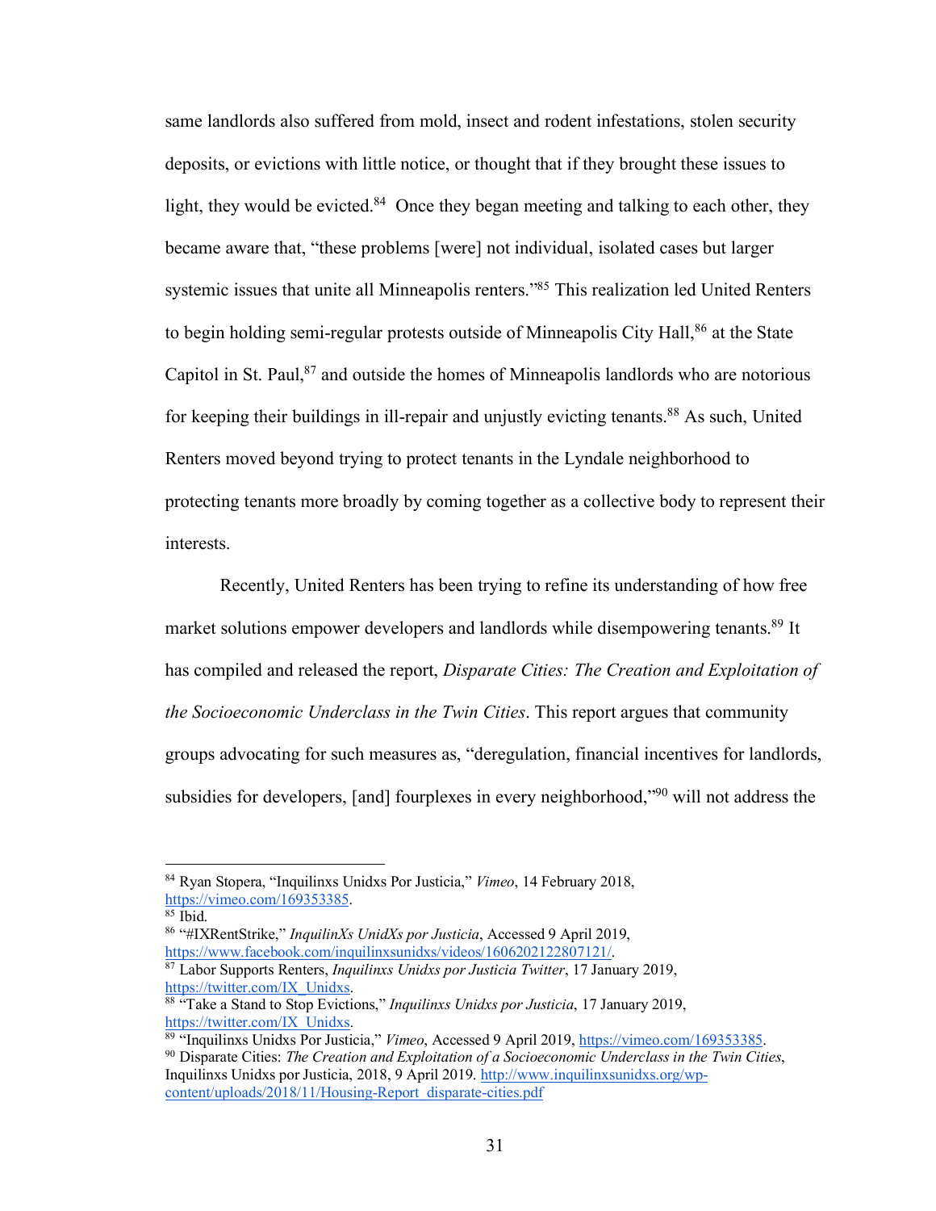same landlords also suffered from mold, insect and rodent infestations, stolen security deposits, or evictions with little notice, or thought that if they brought these issues to light, they would be evicted.[84] Once they began meeting and talking to each other, they became aware that, "these problems [were] not individual, isolated cases but larger systemic issues that unite all Minneapolis renters."[85] This realization led United Renters to begin holding semi-regular protests outside of Minneapolis City Hall,[86] at the State Capitol in St. Paul,[87] and outside the homes of Minneapolis landlords who are notorious for keeping their buildings in ill-repair and unjustly evicting tenants.[88] As such, United Renters moved beyond trying to protect tenants in the Lyndale neighborhood to protecting tenants more broadly by coming together as a collective body to represent their interests.

Recently, United Renters has been trying to refine its understanding of how free market solutions empower developers and landlords while disempowering tenants.[89] It has compiled and released the report, *Disparate Cities: The Creation and Exploitation of the Socioeconomic Underclass in the Twin Cities*. This report argues that community groups advocating for such measures as, "deregulation, financial incentives for landlords, subsidies for developers, [and] fourplexes in every neighborhood,"[90] will not address the

---

[84] Ryan Stopera, "Inquilinxs Unidxs Por Justicia," *Vimeo*, 14 February 2018, https://vimeo.com/169353385.

[85] Ibid.

[86] "#IXRentStrike," *InquilinXs UnidXs por Justicia*, Accessed 9 April 2019, https://www.facebook.com/inquilinxsunidxs/videos/1606202122807121/.

[87] Labor Supports Renters, *Inquilinxs Unidxs por Justicia Twitter*, 17 January 2019, https://twitter.com/IX_Unidxs.

[88] "Take a Stand to Stop Evictions," *Inquilinxs Unidxs por Justicia*, 17 January 2019, https://twitter.com/IX_Unidxs.

[89] "Inquilinxs Unidxs Por Justicia," *Vimeo*, Accessed 9 April 2019, https://vimeo.com/169353385.

[90] Disparate Cities: *The Creation and Exploitation of a Socioeconomic Underclass in the Twin Cities*, Inquilinxs Unidxs por Justicia, 2018, 9 April 2019. http://www.inquilinxsunidxs.org/wp-content/uploads/2018/11/Housing-Report_disparate-cities.pdf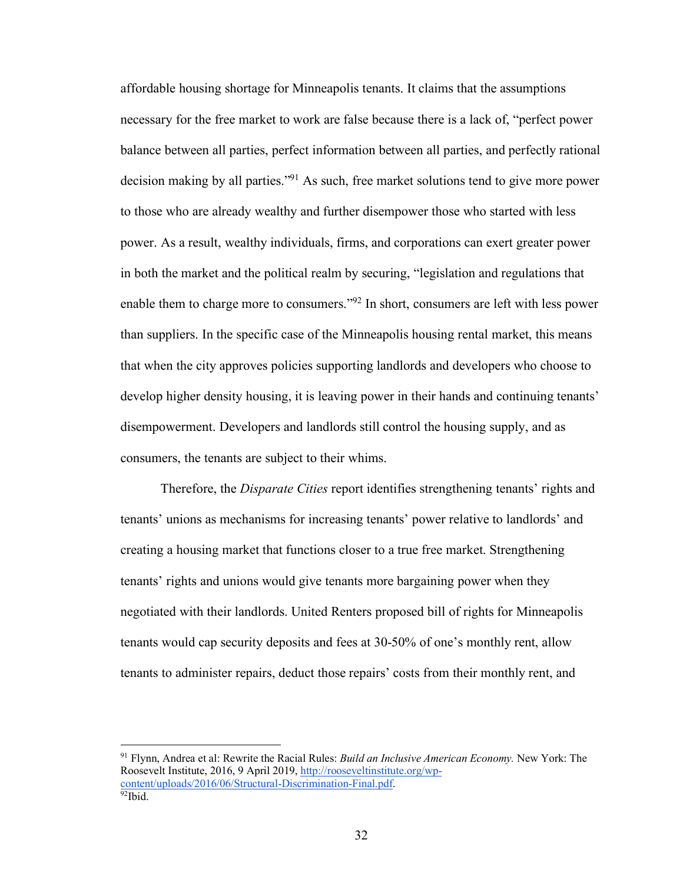affordable housing shortage for Minneapolis tenants. It claims that the assumptions necessary for the free market to work are false because there is a lack of, "perfect power balance between all parties, perfect information between all parties, and perfectly rational decision making by all parties."[91] As such, free market solutions tend to give more power to those who are already wealthy and further disempower those who started with less power. As a result, wealthy individuals, firms, and corporations can exert greater power in both the market and the political realm by securing, "legislation and regulations that enable them to charge more to consumers."[92] In short, consumers are left with less power than suppliers. In the specific case of the Minneapolis housing rental market, this means that when the city approves policies supporting landlords and developers who choose to develop higher density housing, it is leaving power in their hands and continuing tenants' disempowerment. Developers and landlords still control the housing supply, and as consumers, the tenants are subject to their whims.

Therefore, the *Disparate Cities* report identifies strengthening tenants' rights and tenants' unions as mechanisms for increasing tenants' power relative to landlords' and creating a housing market that functions closer to a true free market. Strengthening tenants' rights and unions would give tenants more bargaining power when they negotiated with their landlords. United Renters proposed bill of rights for Minneapolis tenants would cap security deposits and fees at 30-50% of one's monthly rent, allow tenants to administer repairs, deduct those repairs' costs from their monthly rent, and

---

[91] Flynn, Andrea et al: Rewrite the Racial Rules: *Build an Inclusive American Economy.* New York: The Roosevelt Institute, 2016, 9 April 2019, http://rooseveltinstitute.org/wp-content/uploads/2016/06/Structural-Discrimination-Final.pdf.

[92] Ibid.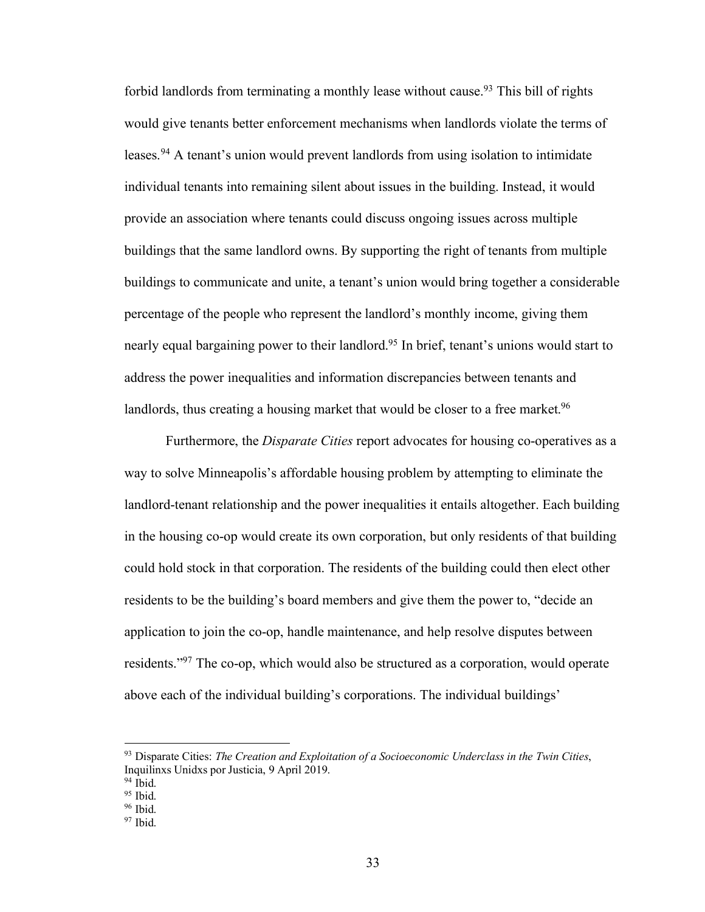forbid landlords from terminating a monthly lease without cause.[93] This bill of rights would give tenants better enforcement mechanisms when landlords violate the terms of leases.[94] A tenant's union would prevent landlords from using isolation to intimidate individual tenants into remaining silent about issues in the building. Instead, it would provide an association where tenants could discuss ongoing issues across multiple buildings that the same landlord owns. By supporting the right of tenants from multiple buildings to communicate and unite, a tenant's union would bring together a considerable percentage of the people who represent the landlord's monthly income, giving them nearly equal bargaining power to their landlord.[95] In brief, tenant's unions would start to address the power inequalities and information discrepancies between tenants and landlords, thus creating a housing market that would be closer to a free market.[96]

Furthermore, the *Disparate Cities* report advocates for housing co-operatives as a way to solve Minneapolis's affordable housing problem by attempting to eliminate the landlord-tenant relationship and the power inequalities it entails altogether. Each building in the housing co-op would create its own corporation, but only residents of that building could hold stock in that corporation. The residents of the building could then elect other residents to be the building's board members and give them the power to, "decide an application to join the co-op, handle maintenance, and help resolve disputes between residents."[97] The co-op, which would also be structured as a corporation, would operate above each of the individual building's corporations. The individual buildings'

---

[93] Disparate Cities: *The Creation and Exploitation of a Socioeconomic Underclass in the Twin Cities*, Inquilinxs Unidxs por Justicia, 9 April 2019.

[94] Ibid.

[95] Ibid.

[96] Ibid.

[97] Ibid.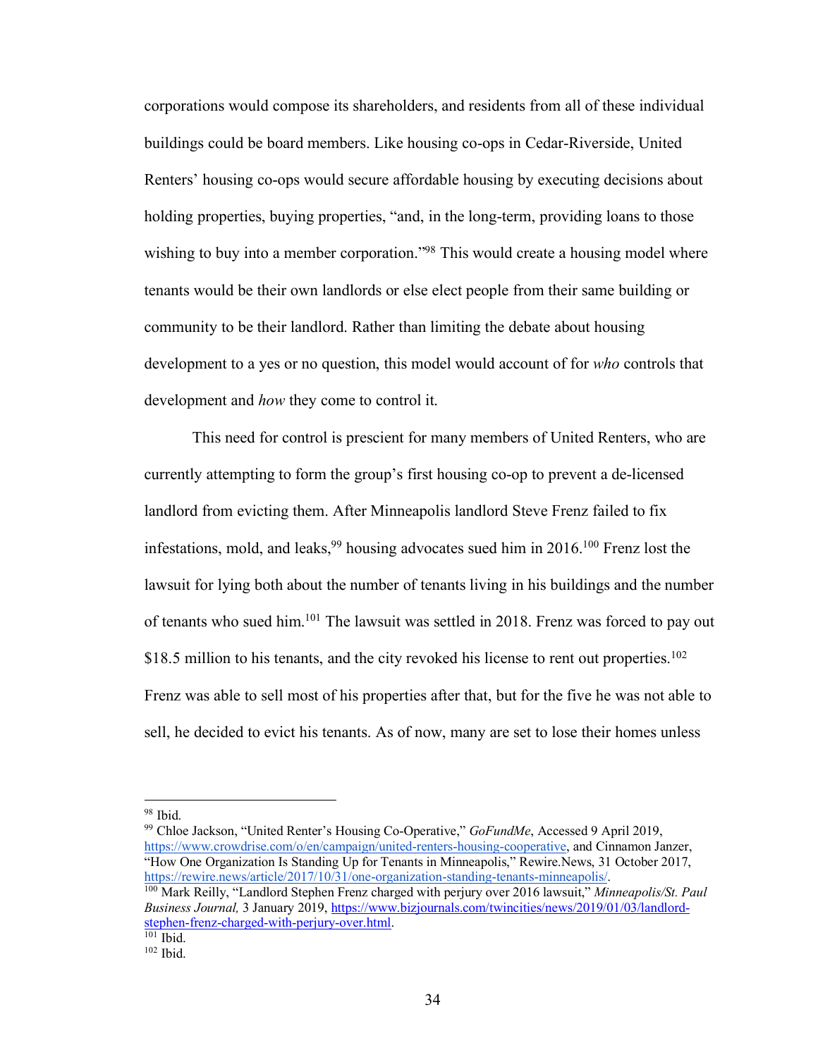corporations would compose its shareholders, and residents from all of these individual buildings could be board members. Like housing co-ops in Cedar-Riverside, United Renters' housing co-ops would secure affordable housing by executing decisions about holding properties, buying properties, "and, in the long-term, providing loans to those wishing to buy into a member corporation."[98] This would create a housing model where tenants would be their own landlords or else elect people from their same building or community to be their landlord. Rather than limiting the debate about housing development to a yes or no question, this model would account of for *who* controls that development and *how* they come to control it.

This need for control is prescient for many members of United Renters, who are currently attempting to form the group's first housing co-op to prevent a de-licensed landlord from evicting them. After Minneapolis landlord Steve Frenz failed to fix infestations, mold, and leaks,[99] housing advocates sued him in 2016.[100] Frenz lost the lawsuit for lying both about the number of tenants living in his buildings and the number of tenants who sued him.[101] The lawsuit was settled in 2018. Frenz was forced to pay out $18.5 million to his tenants, and the city revoked his license to rent out properties.[102] Frenz was able to sell most of his properties after that, but for the five he was not able to sell, he decided to evict his tenants. As of now, many are set to lose their homes unless

---

[98] Ibid.

[99] Chloe Jackson, "United Renter's Housing Co-Operative," *GoFundMe*, Accessed 9 April 2019, https://www.crowdrise.com/o/en/campaign/united-renters-housing-cooperative, and Cinnamon Janzer, "How One Organization Is Standing Up for Tenants in Minneapolis," Rewire.News, 31 October 2017, https://rewire.news/article/2017/10/31/one-organization-standing-tenants-minneapolis/.

[100] Mark Reilly, "Landlord Stephen Frenz charged with perjury over 2016 lawsuit," *Minneapolis/St. Paul Business Journal,* 3 January 2019, https://www.bizjournals.com/twincities/news/2019/01/03/landlord-stephen-frenz-charged-with-perjury-over.html.

[101] Ibid.

[102] Ibid.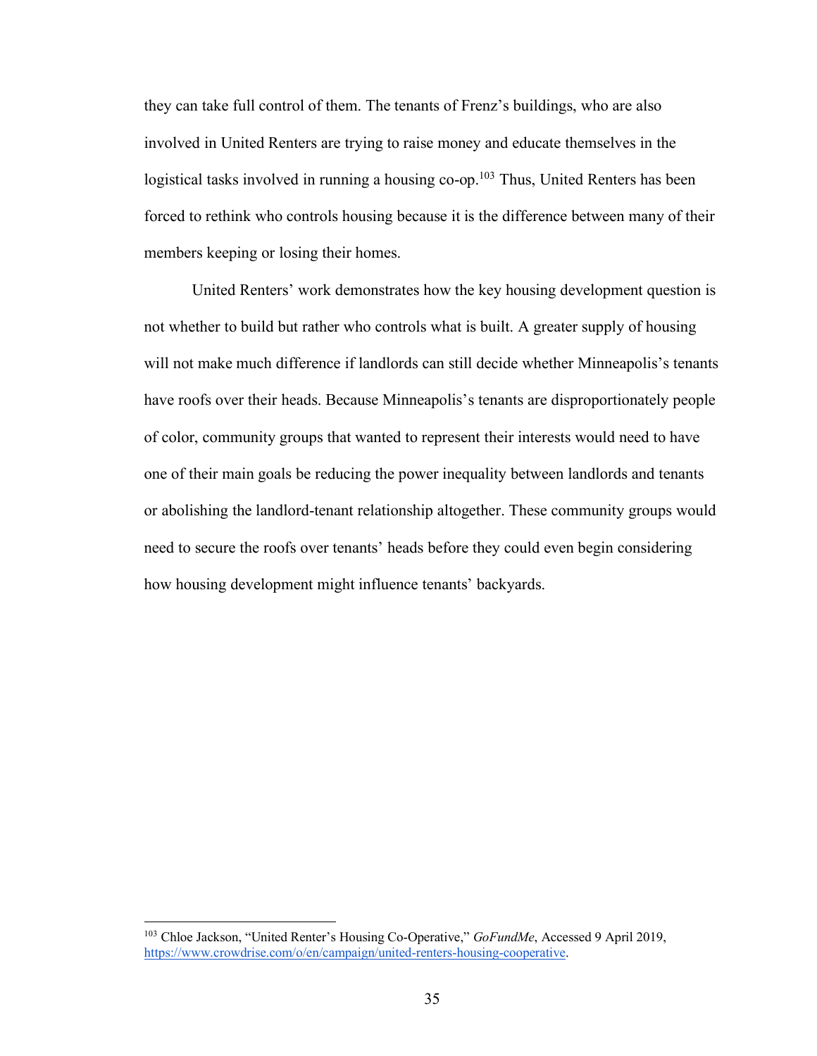they can take full control of them. The tenants of Frenz's buildings, who are also involved in United Renters are trying to raise money and educate themselves in the logistical tasks involved in running a housing co-op.[103] Thus, United Renters has been forced to rethink who controls housing because it is the difference between many of their members keeping or losing their homes.

United Renters' work demonstrates how the key housing development question is not whether to build but rather who controls what is built. A greater supply of housing will not make much difference if landlords can still decide whether Minneapolis's tenants have roofs over their heads. Because Minneapolis's tenants are disproportionately people of color, community groups that wanted to represent their interests would need to have one of their main goals be reducing the power inequality between landlords and tenants or abolishing the landlord-tenant relationship altogether. These community groups would need to secure the roofs over tenants' heads before they could even begin considering how housing development might influence tenants' backyards.

---

[103] Chloe Jackson, "United Renter's Housing Co-Operative," *GoFundMe*, Accessed 9 April 2019, https://www.crowdrise.com/o/en/campaign/united-renters-housing-cooperative.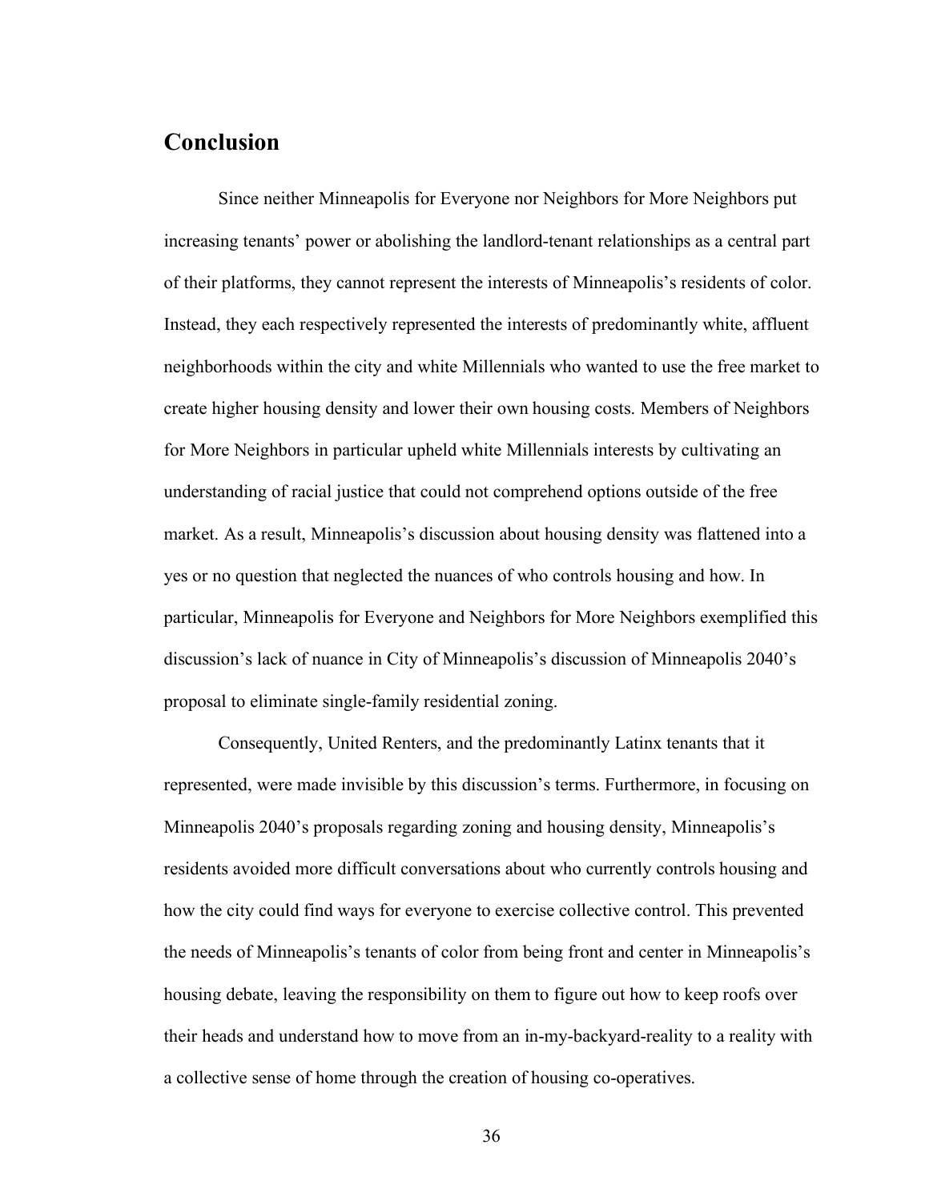## Conclusion

Since neither Minneapolis for Everyone nor Neighbors for More Neighbors put increasing tenants' power or abolishing the landlord-tenant relationships as a central part of their platforms, they cannot represent the interests of Minneapolis's residents of color. Instead, they each respectively represented the interests of predominantly white, affluent neighborhoods within the city and white Millennials who wanted to use the free market to create higher housing density and lower their own housing costs. Members of Neighbors for More Neighbors in particular upheld white Millennials interests by cultivating an understanding of racial justice that could not comprehend options outside of the free market. As a result, Minneapolis's discussion about housing density was flattened into a yes or no question that neglected the nuances of who controls housing and how. In particular, Minneapolis for Everyone and Neighbors for More Neighbors exemplified this discussion's lack of nuance in City of Minneapolis's discussion of Minneapolis 2040's proposal to eliminate single-family residential zoning.

Consequently, United Renters, and the predominantly Latinx tenants that it represented, were made invisible by this discussion's terms. Furthermore, in focusing on Minneapolis 2040's proposals regarding zoning and housing density, Minneapolis's residents avoided more difficult conversations about who currently controls housing and how the city could find ways for everyone to exercise collective control. This prevented the needs of Minneapolis's tenants of color from being front and center in Minneapolis's housing debate, leaving the responsibility on them to figure out how to keep roofs over their heads and understand how to move from an in-my-backyard-reality to a reality with a collective sense of home through the creation of housing co-operatives.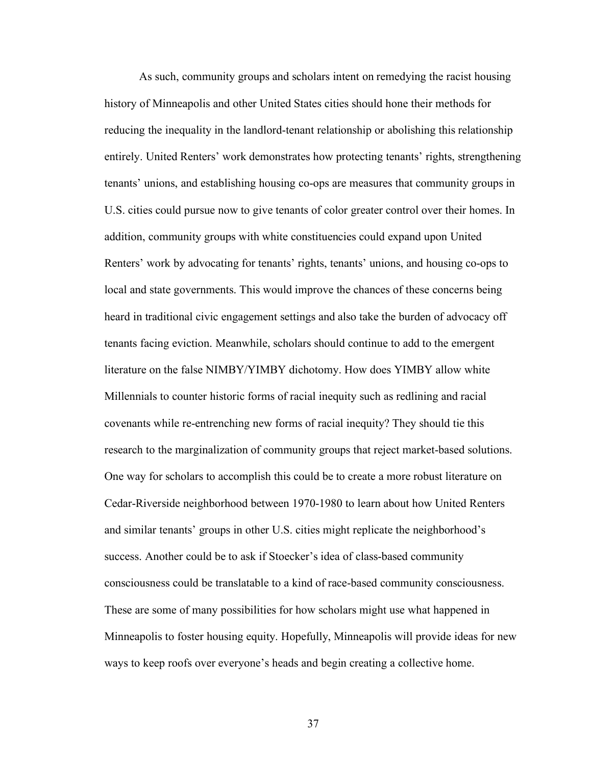As such, community groups and scholars intent on remedying the racist housing history of Minneapolis and other United States cities should hone their methods for reducing the inequality in the landlord-tenant relationship or abolishing this relationship entirely. United Renters' work demonstrates how protecting tenants' rights, strengthening tenants' unions, and establishing housing co-ops are measures that community groups in U.S. cities could pursue now to give tenants of color greater control over their homes. In addition, community groups with white constituencies could expand upon United Renters' work by advocating for tenants' rights, tenants' unions, and housing co-ops to local and state governments. This would improve the chances of these concerns being heard in traditional civic engagement settings and also take the burden of advocacy off tenants facing eviction. Meanwhile, scholars should continue to add to the emergent literature on the false NIMBY/YIMBY dichotomy. How does YIMBY allow white Millennials to counter historic forms of racial inequity such as redlining and racial covenants while re-entrenching new forms of racial inequity? They should tie this research to the marginalization of community groups that reject market-based solutions. One way for scholars to accomplish this could be to create a more robust literature on Cedar-Riverside neighborhood between 1970-1980 to learn about how United Renters and similar tenants' groups in other U.S. cities might replicate the neighborhood's success. Another could be to ask if Stoecker's idea of class-based community consciousness could be translatable to a kind of race-based community consciousness. These are some of many possibilities for how scholars might use what happened in Minneapolis to foster housing equity. Hopefully, Minneapolis will provide ideas for new ways to keep roofs over everyone's heads and begin creating a collective home.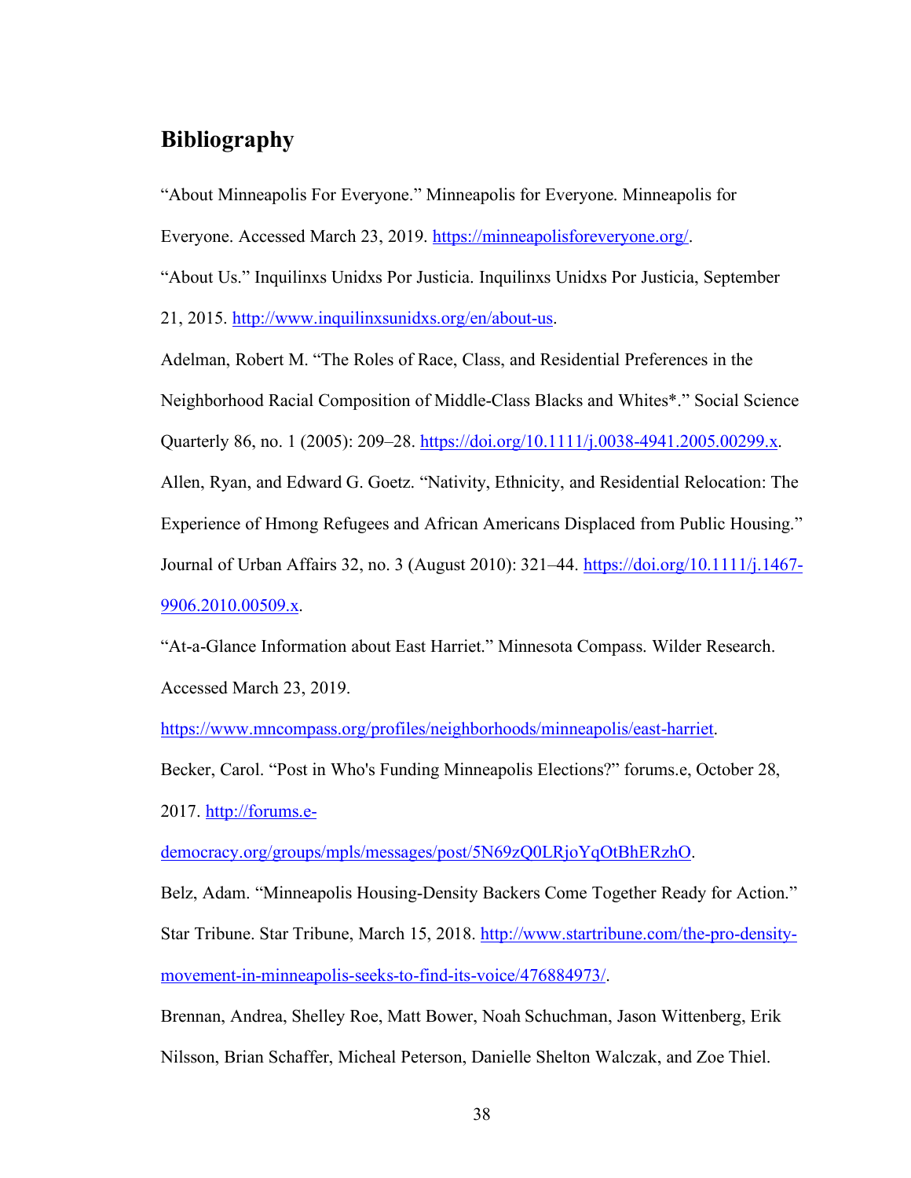## Bibliography

"About Minneapolis For Everyone." Minneapolis for Everyone. Minneapolis for Everyone. Accessed March 23, 2019. https://minneapolisforeveryone.org/.

"About Us." Inquilinxs Unidxs Por Justicia. Inquilinxs Unidxs Por Justicia, September 21, 2015. http://www.inquilinxsunidxs.org/en/about-us.

Adelman, Robert M. "The Roles of Race, Class, and Residential Preferences in the Neighborhood Racial Composition of Middle-Class Blacks and Whites*." Social Science Quarterly 86, no. 1 (2005): 209–28. https://doi.org/10.1111/j.0038-4941.2005.00299.x.

Allen, Ryan, and Edward G. Goetz. "Nativity, Ethnicity, and Residential Relocation: The Experience of Hmong Refugees and African Americans Displaced from Public Housing." Journal of Urban Affairs 32, no. 3 (August 2010): 321–44. https://doi.org/10.1111/j.1467-9906.2010.00509.x.

"At-a-Glance Information about East Harriet." Minnesota Compass. Wilder Research. Accessed March 23, 2019. https://www.mncompass.org/profiles/neighborhoods/minneapolis/east-harriet.

Becker, Carol. "Post in Who's Funding Minneapolis Elections?" forums.e, October 28, 2017. http://forums.e-democracy.org/groups/mpls/messages/post/5N69zQ0LRjoYqOtBhERzhO.

Belz, Adam. "Minneapolis Housing-Density Backers Come Together Ready for Action." Star Tribune. Star Tribune, March 15, 2018. http://www.startribune.com/the-pro-density-movement-in-minneapolis-seeks-to-find-its-voice/476884973/.

Brennan, Andrea, Shelley Roe, Matt Bower, Noah Schuchman, Jason Wittenberg, Erik Nilsson, Brian Schaffer, Micheal Peterson, Danielle Shelton Walczak, and Zoe Thiel.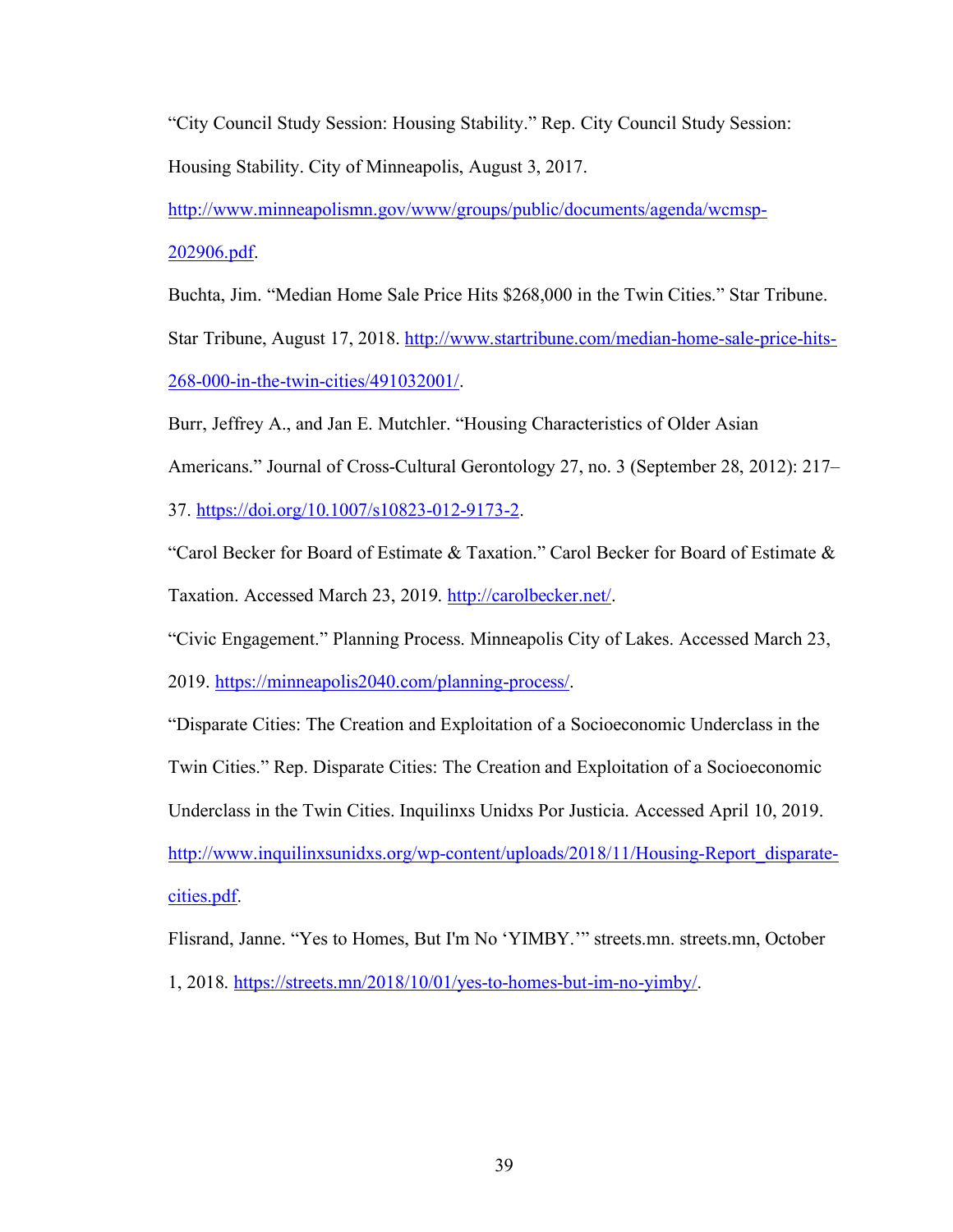"City Council Study Session: Housing Stability." Rep. City Council Study Session: Housing Stability. City of Minneapolis, August 3, 2017. http://www.minneapolismn.gov/www/groups/public/documents/agenda/wcmsp-202906.pdf.

Buchta, Jim. "Median Home Sale Price Hits $268,000 in the Twin Cities." Star Tribune. Star Tribune, August 17, 2018. http://www.startribune.com/median-home-sale-price-hits-268-000-in-the-twin-cities/491032001/.

Burr, Jeffrey A., and Jan E. Mutchler. "Housing Characteristics of Older Asian Americans." Journal of Cross-Cultural Gerontology 27, no. 3 (September 28, 2012): 217–37. https://doi.org/10.1007/s10823-012-9173-2.

"Carol Becker for Board of Estimate & Taxation." Carol Becker for Board of Estimate & Taxation. Accessed March 23, 2019. http://carolbecker.net/.

"Civic Engagement." Planning Process. Minneapolis City of Lakes. Accessed March 23, 2019. https://minneapolis2040.com/planning-process/.

"Disparate Cities: The Creation and Exploitation of a Socioeconomic Underclass in the Twin Cities." Rep. Disparate Cities: The Creation and Exploitation of a Socioeconomic Underclass in the Twin Cities. Inquilinxs Unidxs Por Justicia. Accessed April 10, 2019. http://www.inquilinxsunidxs.org/wp-content/uploads/2018/11/Housing-Report_disparate-cities.pdf.

Flisrand, Janne. "Yes to Homes, But I'm No 'YIMBY.'" streets.mn. streets.mn, October 1, 2018. https://streets.mn/2018/10/01/yes-to-homes-but-im-no-yimby/.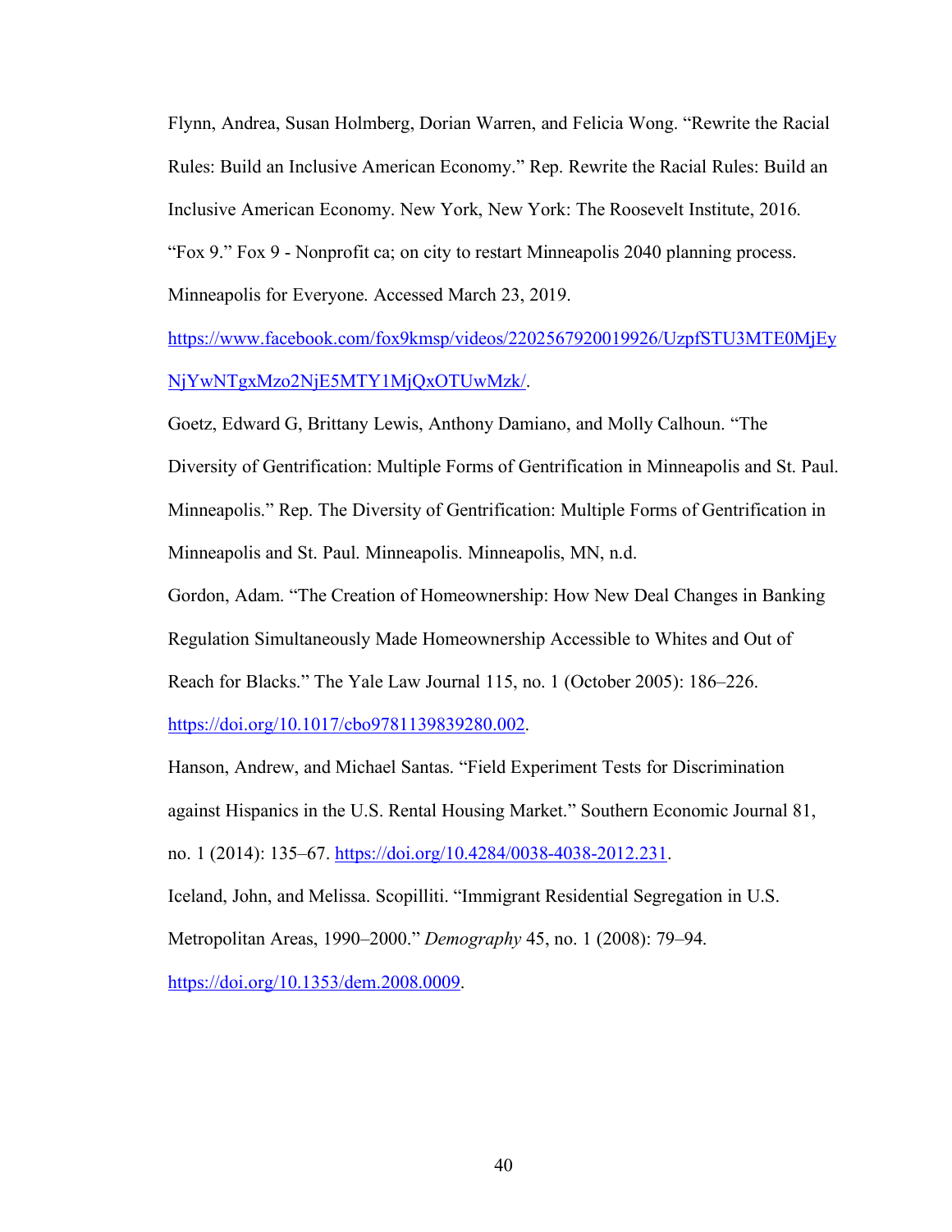Flynn, Andrea, Susan Holmberg, Dorian Warren, and Felicia Wong. "Rewrite the Racial Rules: Build an Inclusive American Economy." Rep. Rewrite the Racial Rules: Build an Inclusive American Economy. New York, New York: The Roosevelt Institute, 2016.

"Fox 9." Fox 9 - Nonprofit ca; on city to restart Minneapolis 2040 planning process. Minneapolis for Everyone. Accessed March 23, 2019. https://www.facebook.com/fox9kmsp/videos/2202567920019926/UzpfSTU3MTE0MjEyNjYwNTgxMzo2NjE5MTY1MjQxOTUwMzk/.

Goetz, Edward G, Brittany Lewis, Anthony Damiano, and Molly Calhoun. "The Diversity of Gentrification: Multiple Forms of Gentrification in Minneapolis and St. Paul. Minneapolis." Rep. The Diversity of Gentrification: Multiple Forms of Gentrification in Minneapolis and St. Paul. Minneapolis. Minneapolis, MN, n.d.

Gordon, Adam. "The Creation of Homeownership: How New Deal Changes in Banking Regulation Simultaneously Made Homeownership Accessible to Whites and Out of Reach for Blacks." The Yale Law Journal 115, no. 1 (October 2005): 186–226. https://doi.org/10.1017/cbo9781139839280.002.

Hanson, Andrew, and Michael Santas. "Field Experiment Tests for Discrimination against Hispanics in the U.S. Rental Housing Market." Southern Economic Journal 81, no. 1 (2014): 135–67. https://doi.org/10.4284/0038-4038-2012.231.

Iceland, John, and Melissa. Scopilliti. "Immigrant Residential Segregation in U.S. Metropolitan Areas, 1990–2000." *Demography* 45, no. 1 (2008): 79–94. https://doi.org/10.1353/dem.2008.0009.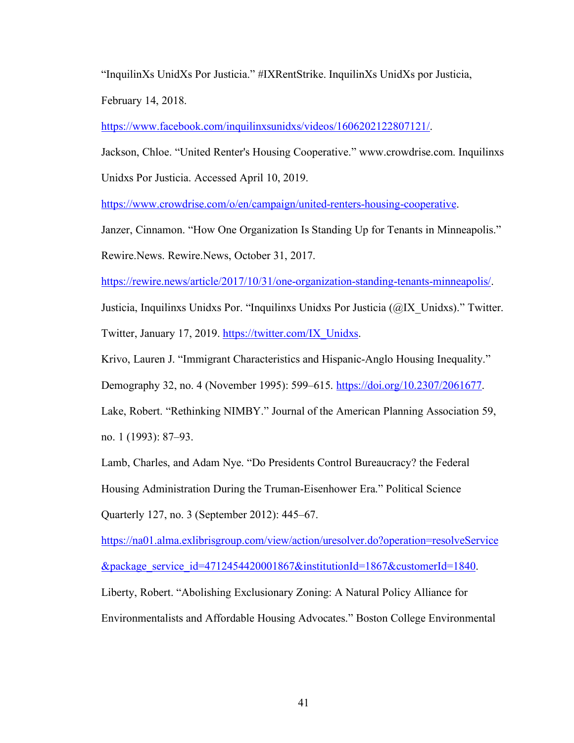"InquilinXs UnidXs Por Justicia." #IXRentStrike. InquilinXs UnidXs por Justicia, February 14, 2018. https://www.facebook.com/inquilinxsunidxs/videos/1606202122807121/.

Jackson, Chloe. "United Renter's Housing Cooperative." www.crowdrise.com. Inquilinxs Unidxs Por Justicia. Accessed April 10, 2019. https://www.crowdrise.com/o/en/campaign/united-renters-housing-cooperative.

Janzer, Cinnamon. "How One Organization Is Standing Up for Tenants in Minneapolis." Rewire.News. Rewire.News, October 31, 2017. https://rewire.news/article/2017/10/31/one-organization-standing-tenants-minneapolis/.

Justicia, Inquilinxs Unidxs Por. "Inquilinxs Unidxs Por Justicia (@IX_Unidxs)." Twitter. Twitter, January 17, 2019. https://twitter.com/IX_Unidxs.

Krivo, Lauren J. "Immigrant Characteristics and Hispanic-Anglo Housing Inequality." Demography 32, no. 4 (November 1995): 599–615. https://doi.org/10.2307/2061677.

Lake, Robert. "Rethinking NIMBY." Journal of the American Planning Association 59, no. 1 (1993): 87–93.

Lamb, Charles, and Adam Nye. "Do Presidents Control Bureaucracy? the Federal Housing Administration During the Truman-Eisenhower Era." Political Science Quarterly 127, no. 3 (September 2012): 445–67. https://na01.alma.exlibrisgroup.com/view/action/uresolver.do?operation=resolveService&package_service_id=4712454420001867&institutionId=1867&customerId=1840.

Liberty, Robert. "Abolishing Exclusionary Zoning: A Natural Policy Alliance for Environmentalists and Affordable Housing Advocates." Boston College Environmental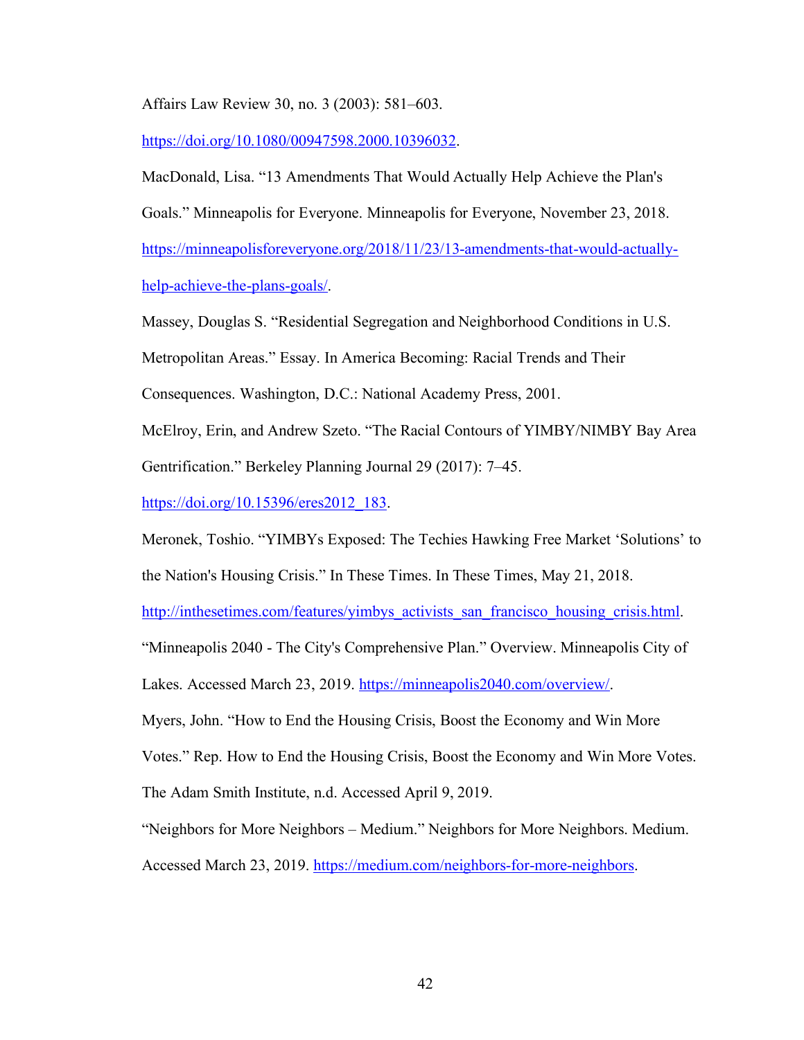Affairs Law Review 30, no. 3 (2003): 581–603. https://doi.org/10.1080/00947598.2000.10396032.

MacDonald, Lisa. "13 Amendments That Would Actually Help Achieve the Plan's Goals." Minneapolis for Everyone. Minneapolis for Everyone, November 23, 2018. https://minneapolisforeveryone.org/2018/11/23/13-amendments-that-would-actually-help-achieve-the-plans-goals/.

Massey, Douglas S. "Residential Segregation and Neighborhood Conditions in U.S. Metropolitan Areas." Essay. In America Becoming: Racial Trends and Their Consequences. Washington, D.C.: National Academy Press, 2001.

McElroy, Erin, and Andrew Szeto. "The Racial Contours of YIMBY/NIMBY Bay Area Gentrification." Berkeley Planning Journal 29 (2017): 7–45. https://doi.org/10.15396/eres2012_183.

Meronek, Toshio. "YIMBYs Exposed: The Techies Hawking Free Market 'Solutions' to the Nation's Housing Crisis." In These Times. In These Times, May 21, 2018. http://inthesetimes.com/features/yimbys_activists_san_francisco_housing_crisis.html.

"Minneapolis 2040 - The City's Comprehensive Plan." Overview. Minneapolis City of Lakes. Accessed March 23, 2019. https://minneapolis2040.com/overview/.

Myers, John. "How to End the Housing Crisis, Boost the Economy and Win More Votes." Rep. How to End the Housing Crisis, Boost the Economy and Win More Votes. The Adam Smith Institute, n.d. Accessed April 9, 2019.

"Neighbors for More Neighbors – Medium." Neighbors for More Neighbors. Medium. Accessed March 23, 2019. https://medium.com/neighbors-for-more-neighbors.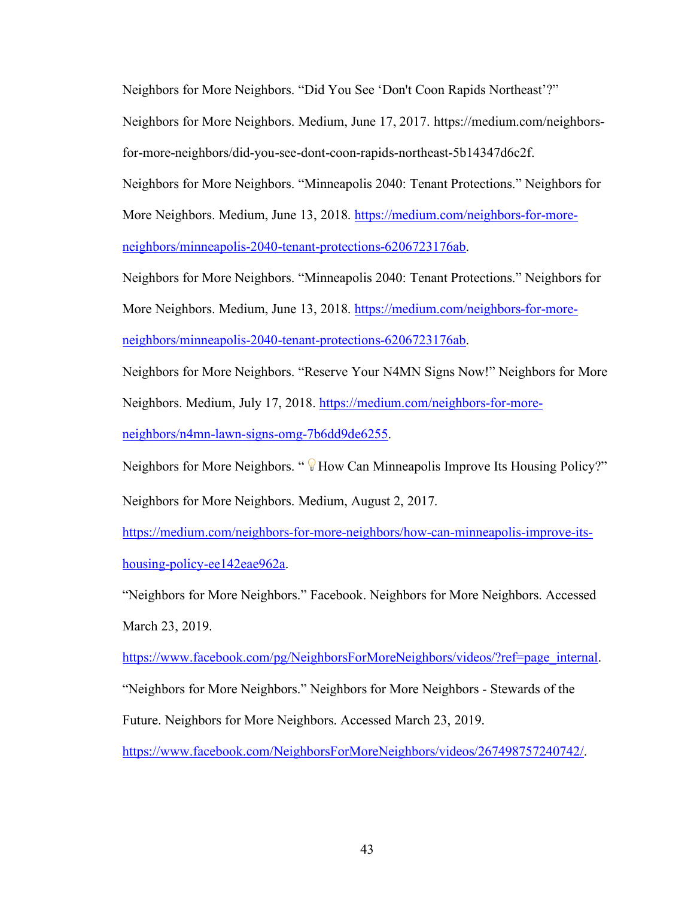Neighbors for More Neighbors. "Did You See 'Don't Coon Rapids Northeast'?" Neighbors for More Neighbors. Medium, June 17, 2017. https://medium.com/neighbors-for-more-neighbors/did-you-see-dont-coon-rapids-northeast-5b14347d6c2f.

Neighbors for More Neighbors. "Minneapolis 2040: Tenant Protections." Neighbors for More Neighbors. Medium, June 13, 2018. https://medium.com/neighbors-for-more-neighbors/minneapolis-2040-tenant-protections-6206723176ab.

Neighbors for More Neighbors. "Minneapolis 2040: Tenant Protections." Neighbors for More Neighbors. Medium, June 13, 2018. https://medium.com/neighbors-for-more-neighbors/minneapolis-2040-tenant-protections-6206723176ab.

Neighbors for More Neighbors. "Reserve Your N4MN Signs Now!" Neighbors for More Neighbors. Medium, July 17, 2018. https://medium.com/neighbors-for-more-neighbors/n4mn-lawn-signs-omg-7b6dd9de6255.

Neighbors for More Neighbors. "💡How Can Minneapolis Improve Its Housing Policy?" Neighbors for More Neighbors. Medium, August 2, 2017. https://medium.com/neighbors-for-more-neighbors/how-can-minneapolis-improve-its-housing-policy-ee142eae962a.

"Neighbors for More Neighbors." Facebook. Neighbors for More Neighbors. Accessed March 23, 2019. https://www.facebook.com/pg/NeighborsForMoreNeighbors/videos/?ref=page_internal.

"Neighbors for More Neighbors." Neighbors for More Neighbors - Stewards of the Future. Neighbors for More Neighbors. Accessed March 23, 2019. https://www.facebook.com/NeighborsForMoreNeighbors/videos/267498757240742/.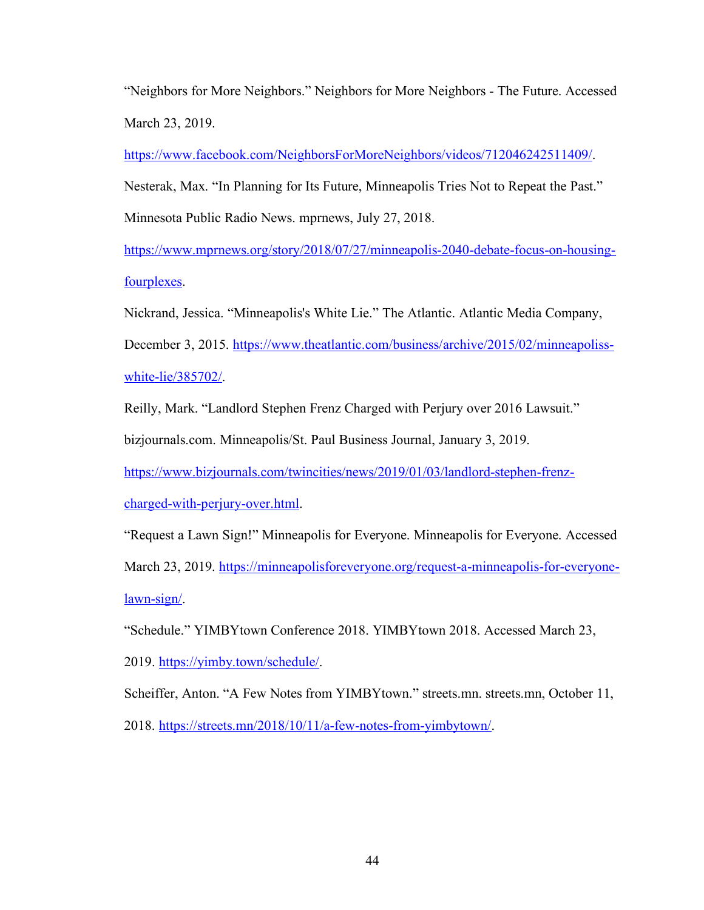"Neighbors for More Neighbors." Neighbors for More Neighbors - The Future. Accessed March 23, 2019. https://www.facebook.com/NeighborsForMoreNeighbors/videos/712046242511409/.

Nesterak, Max. "In Planning for Its Future, Minneapolis Tries Not to Repeat the Past." Minnesota Public Radio News. mprnews, July 27, 2018. https://www.mprnews.org/story/2018/07/27/minneapolis-2040-debate-focus-on-housing-fourplexes.

Nickrand, Jessica. "Minneapolis's White Lie." The Atlantic. Atlantic Media Company, December 3, 2015. https://www.theatlantic.com/business/archive/2015/02/minneapoliss-white-lie/385702/.

Reilly, Mark. "Landlord Stephen Frenz Charged with Perjury over 2016 Lawsuit." bizjournals.com. Minneapolis/St. Paul Business Journal, January 3, 2019. https://www.bizjournals.com/twincities/news/2019/01/03/landlord-stephen-frenz-charged-with-perjury-over.html.

"Request a Lawn Sign!" Minneapolis for Everyone. Minneapolis for Everyone. Accessed March 23, 2019. https://minneapolisforeveryone.org/request-a-minneapolis-for-everyone-lawn-sign/.

"Schedule." YIMBYtown Conference 2018. YIMBYtown 2018. Accessed March 23, 2019. https://yimby.town/schedule/.

Scheiffer, Anton. "A Few Notes from YIMBYtown." streets.mn. streets.mn, October 11, 2018. https://streets.mn/2018/10/11/a-few-notes-from-yimbytown/.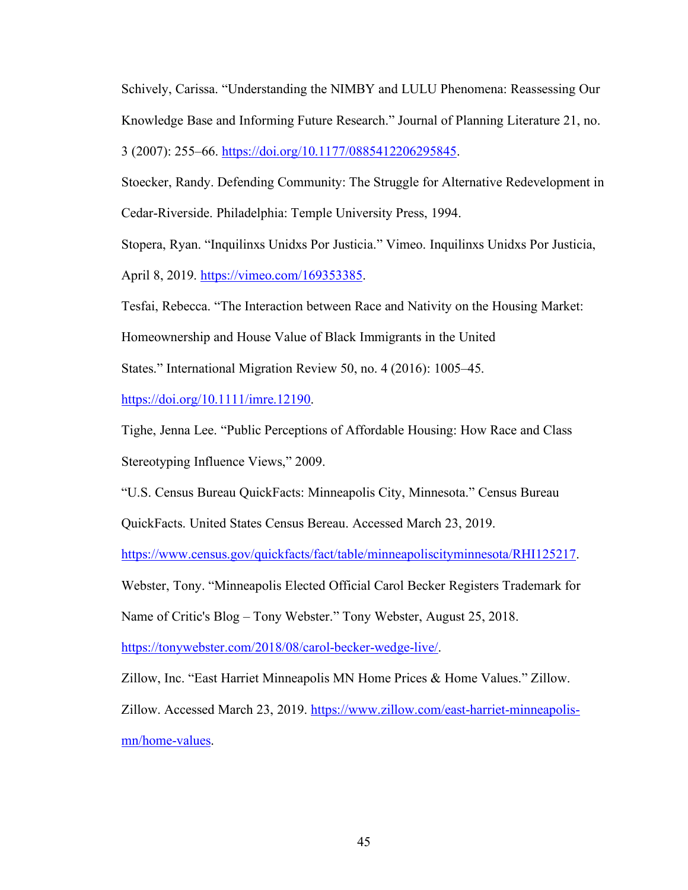Schively, Carissa. “Understanding the NIMBY and LULU Phenomena: Reassessing Our Knowledge Base and Informing Future Research.” Journal of Planning Literature 21, no. 3 (2007): 255–66. https://doi.org/10.1177/0885412206295845.

Stoecker, Randy. Defending Community: The Struggle for Alternative Redevelopment in Cedar-Riverside. Philadelphia: Temple University Press, 1994.

Stopera, Ryan. “Inquilinxs Unidxs Por Justicia.” Vimeo. Inquilinxs Unidxs Por Justicia, April 8, 2019. https://vimeo.com/169353385.

Tesfai, Rebecca. “The Interaction between Race and Nativity on the Housing Market: Homeownership and House Value of Black Immigrants in the United States.” International Migration Review 50, no. 4 (2016): 1005–45. https://doi.org/10.1111/imre.12190.

Tighe, Jenna Lee. “Public Perceptions of Affordable Housing: How Race and Class Stereotyping Influence Views,” 2009.

“U.S. Census Bureau QuickFacts: Minneapolis City, Minnesota.” Census Bureau QuickFacts. United States Census Bereau. Accessed March 23, 2019. https://www.census.gov/quickfacts/fact/table/minneapoliscityminnesota/RHI125217.

Webster, Tony. “Minneapolis Elected Official Carol Becker Registers Trademark for Name of Critic's Blog – Tony Webster.” Tony Webster, August 25, 2018. https://tonywebster.com/2018/08/carol-becker-wedge-live/.

Zillow, Inc. “East Harriet Minneapolis MN Home Prices & Home Values.” Zillow. Zillow. Accessed March 23, 2019. https://www.zillow.com/east-harriet-minneapolis-mn/home-values.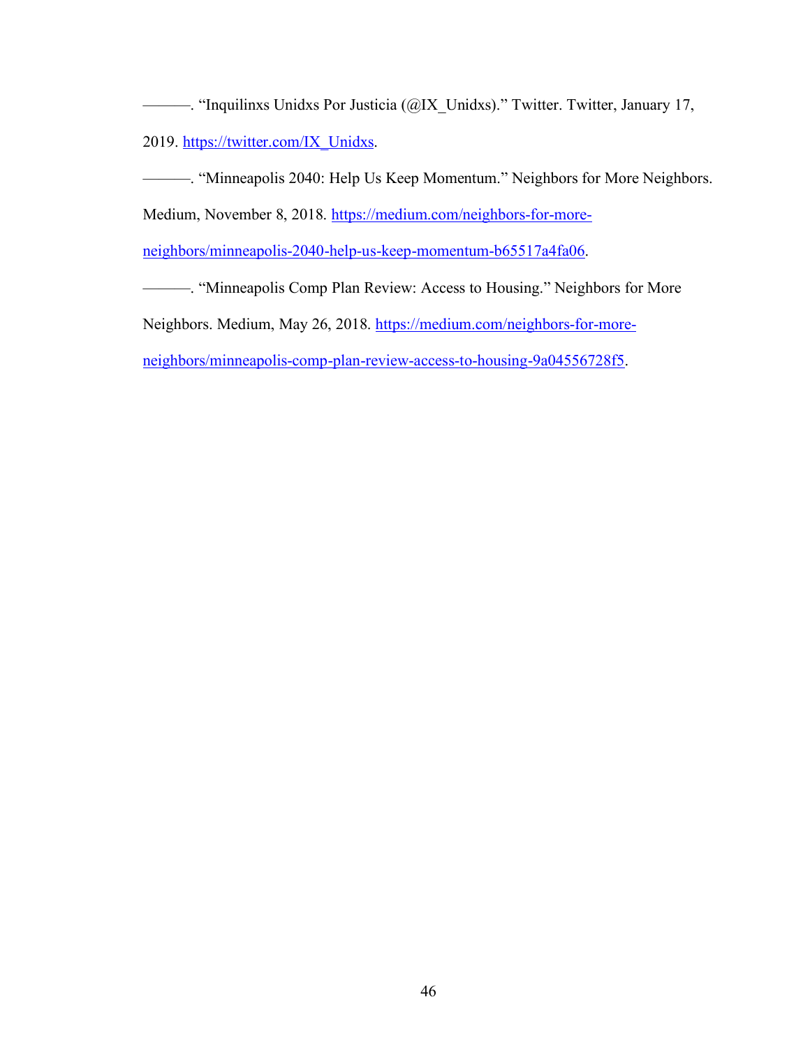———. “Inquilinxs Unidxs Por Justicia (@IX_Unidxs).” Twitter. Twitter, January 17, 2019. https://twitter.com/IX_Unidxs.

———. “Minneapolis 2040: Help Us Keep Momentum.” Neighbors for More Neighbors. Medium, November 8, 2018. https://medium.com/neighbors-for-more-neighbors/minneapolis-2040-help-us-keep-momentum-b65517a4fa06.

———. “Minneapolis Comp Plan Review: Access to Housing.” Neighbors for More Neighbors. Medium, May 26, 2018. https://medium.com/neighbors-for-more-neighbors/minneapolis-comp-plan-review-access-to-housing-9a04556728f5.